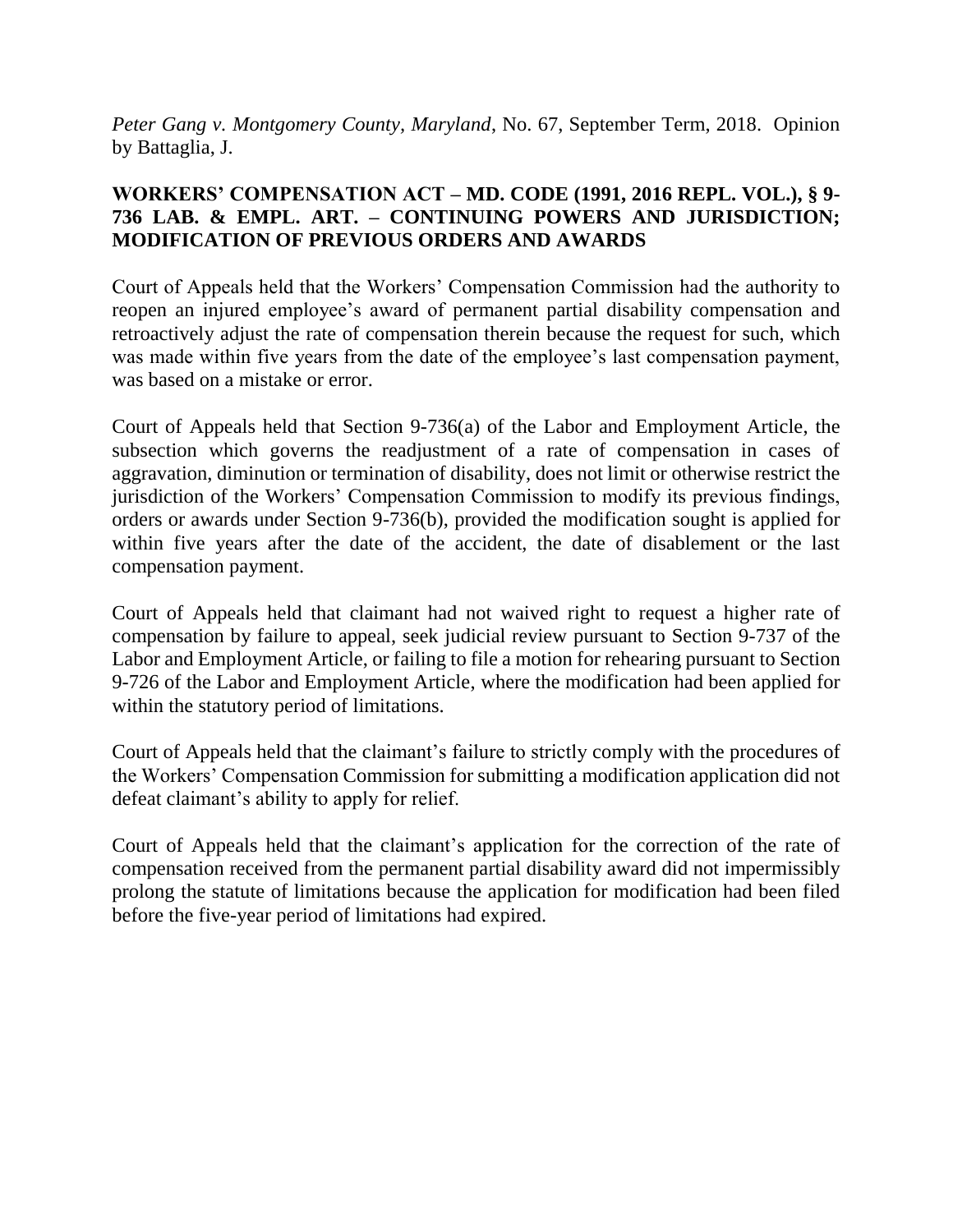*Peter Gang v. Montgomery County, Maryland*, No. 67, September Term, 2018. Opinion by Battaglia, J.

**WORKERS' COMPENSATION ACT – MD. CODE (1991, 2016 REPL. VOL.), § 9-736 LAB. & EMPL. ART. – CONTINUING POWERS AND JURISDICTION; MODIFICATION OF PREVIOUS ORDERS AND AWARDS**

Court of Appeals held that the Workers' Compensation Commission had the authority to reopen an injured employee's award of permanent partial disability compensation and retroactively adjust the rate of compensation therein because the request for such, which was made within five years from the date of the employee's last compensation payment, was based on a mistake or error.

Court of Appeals held that Section 9-736(a) of the Labor and Employment Article, the subsection which governs the readjustment of a rate of compensation in cases of aggravation, diminution or termination of disability, does not limit or otherwise restrict the jurisdiction of the Workers' Compensation Commission to modify its previous findings, orders or awards under Section 9-736(b), provided the modification sought is applied for within five years after the date of the accident, the date of disablement or the last compensation payment.

Court of Appeals held that claimant had not waived right to request a higher rate of compensation by failure to appeal, seek judicial review pursuant to Section 9-737 of the Labor and Employment Article, or failing to file a motion for rehearing pursuant to Section 9-726 of the Labor and Employment Article, where the modification had been applied for within the statutory period of limitations.

Court of Appeals held that the claimant's failure to strictly comply with the procedures of the Workers' Compensation Commission for submitting a modification application did not defeat claimant's ability to apply for relief.

Court of Appeals held that the claimant's application for the correction of the rate of compensation received from the permanent partial disability award did not impermissibly prolong the statute of limitations because the application for modification had been filed before the five-year period of limitations had expired.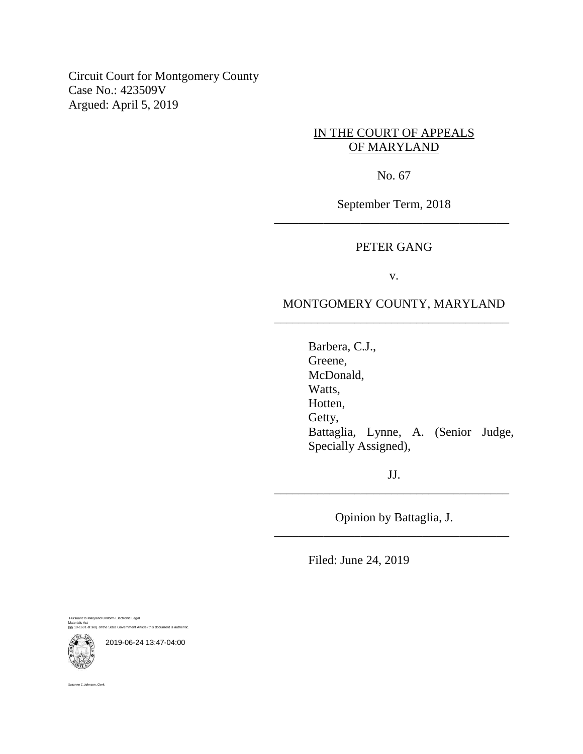Circuit Court for Montgomery County
Case No.: 423509V
Argued: April 5, 2019

IN THE COURT OF APPEALS
OF MARYLAND

No. 67

September Term, 2018

---

PETER GANG

v.

MONTGOMERY COUNTY, MARYLAND

---

Barbera, C.J.,
Greene,
McDonald,
Watts,
Hotten,
Getty,
Battaglia, Lynne, A. (Senior Judge, Specially Assigned),

JJ.

---

Opinion by Battaglia, J.

---

Filed: June 24, 2019

Pursuant to Maryland Uniform Electronic Legal Materials Act
(§§ 10-1601 et seq. of the State Government Article) this document is authentic.

2019-06-24 13:47-04:00

Suzanne C. Johnson, Clerk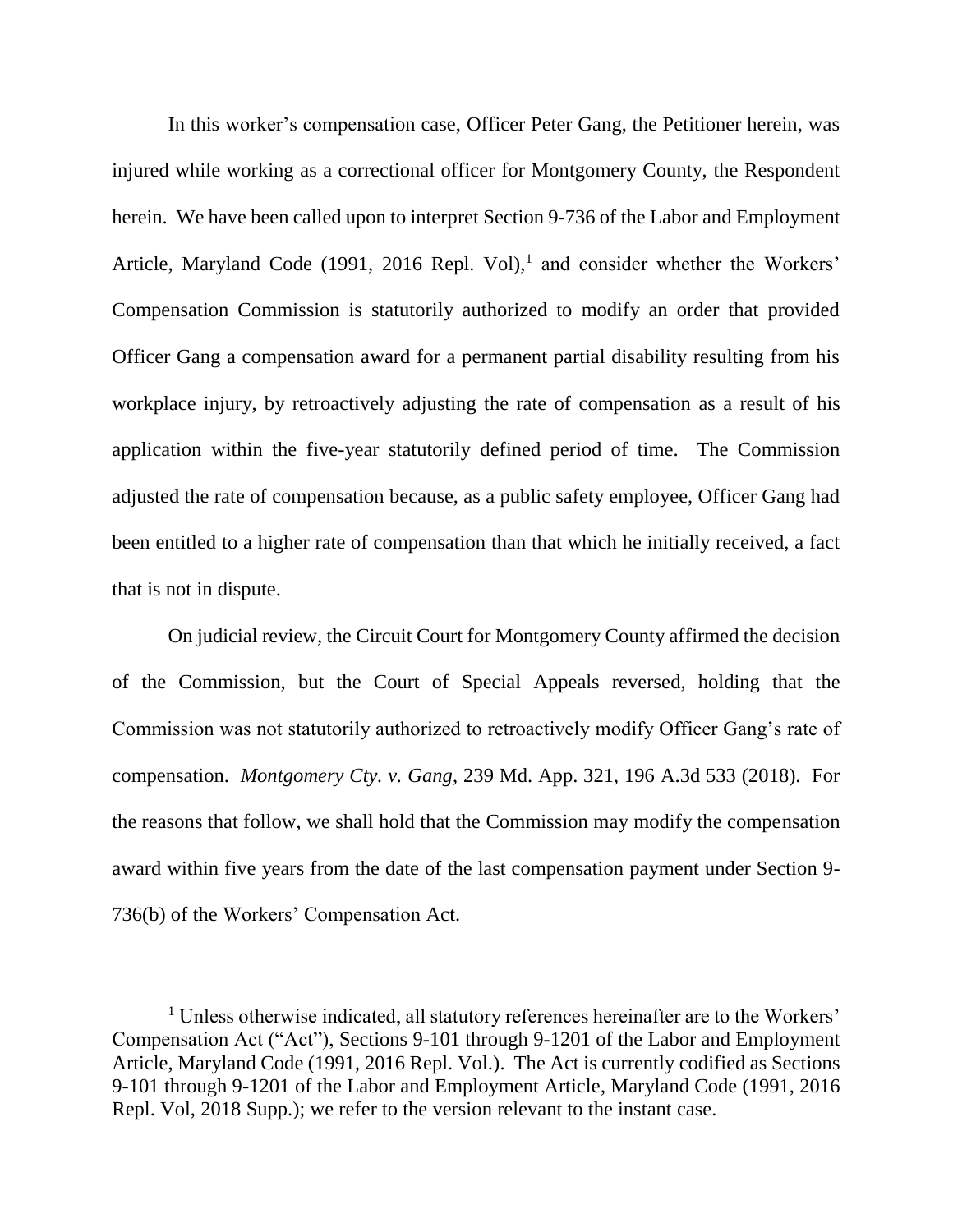In this worker's compensation case, Officer Peter Gang, the Petitioner herein, was injured while working as a correctional officer for Montgomery County, the Respondent herein. We have been called upon to interpret Section 9-736 of the Labor and Employment Article, Maryland Code (1991, 2016 Repl. Vol),[1] and consider whether the Workers' Compensation Commission is statutorily authorized to modify an order that provided Officer Gang a compensation award for a permanent partial disability resulting from his workplace injury, by retroactively adjusting the rate of compensation as a result of his application within the five-year statutorily defined period of time. The Commission adjusted the rate of compensation because, as a public safety employee, Officer Gang had been entitled to a higher rate of compensation than that which he initially received, a fact that is not in dispute.

On judicial review, the Circuit Court for Montgomery County affirmed the decision of the Commission, but the Court of Special Appeals reversed, holding that the Commission was not statutorily authorized to retroactively modify Officer Gang's rate of compensation. *Montgomery Cty. v. Gang*, 239 Md. App. 321, 196 A.3d 533 (2018). For the reasons that follow, we shall hold that the Commission may modify the compensation award within five years from the date of the last compensation payment under Section 9-736(b) of the Workers' Compensation Act.

[1] Unless otherwise indicated, all statutory references hereinafter are to the Workers' Compensation Act ("Act"), Sections 9-101 through 9-1201 of the Labor and Employment Article, Maryland Code (1991, 2016 Repl. Vol.). The Act is currently codified as Sections 9-101 through 9-1201 of the Labor and Employment Article, Maryland Code (1991, 2016 Repl. Vol, 2018 Supp.); we refer to the version relevant to the instant case.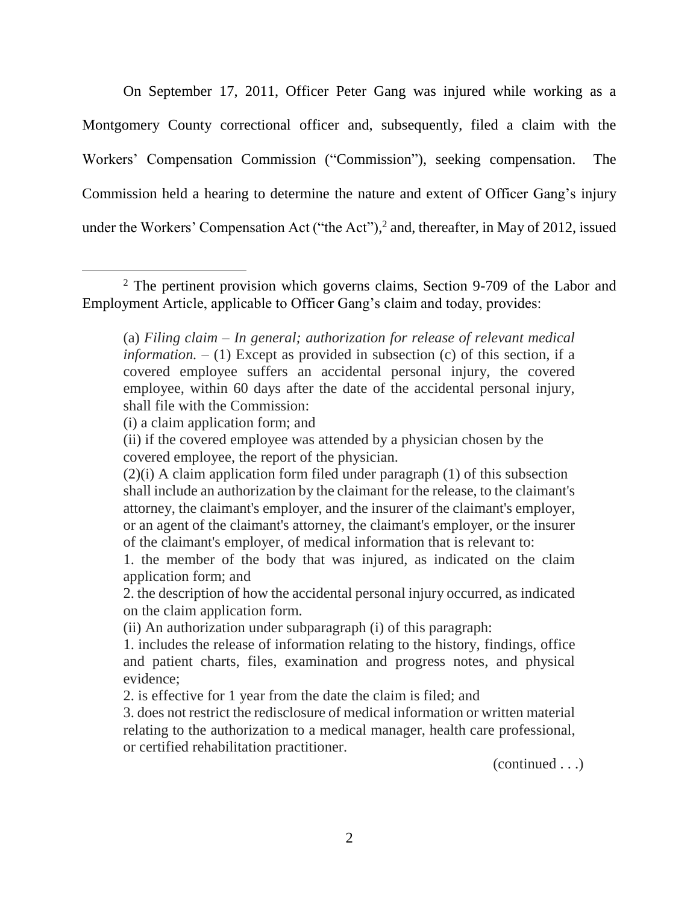On September 17, 2011, Officer Peter Gang was injured while working as a Montgomery County correctional officer and, subsequently, filed a claim with the Workers' Compensation Commission ("Commission"), seeking compensation. The Commission held a hearing to determine the nature and extent of Officer Gang's injury under the Workers' Compensation Act ("the Act"),[2] and, thereafter, in May of 2012, issued

---

[2] The pertinent provision which governs claims, Section 9-709 of the Labor and Employment Article, applicable to Officer Gang's claim and today, provides:

> (a) *Filing claim – In general; authorization for release of relevant medical information.* – (1) Except as provided in subsection (c) of this section, if a covered employee suffers an accidental personal injury, the covered employee, within 60 days after the date of the accidental personal injury, shall file with the Commission:
>
> (i) a claim application form; and
>
> (ii) if the covered employee was attended by a physician chosen by the covered employee, the report of the physician.
>
> (2)(i) A claim application form filed under paragraph (1) of this subsection shall include an authorization by the claimant for the release, to the claimant's attorney, the claimant's employer, and the insurer of the claimant's employer, or an agent of the claimant's attorney, the claimant's employer, or the insurer of the claimant's employer, of medical information that is relevant to:
>
> 1. the member of the body that was injured, as indicated on the claim application form; and
>
> 2. the description of how the accidental personal injury occurred, as indicated on the claim application form.
>
> (ii) An authorization under subparagraph (i) of this paragraph:
>
> 1. includes the release of information relating to the history, findings, office and patient charts, files, examination and progress notes, and physical evidence;
>
> 2. is effective for 1 year from the date the claim is filed; and
>
> 3. does not restrict the redisclosure of medical information or written material relating to the authorization to a medical manager, health care professional, or certified rehabilitation practitioner.

(continued . . .)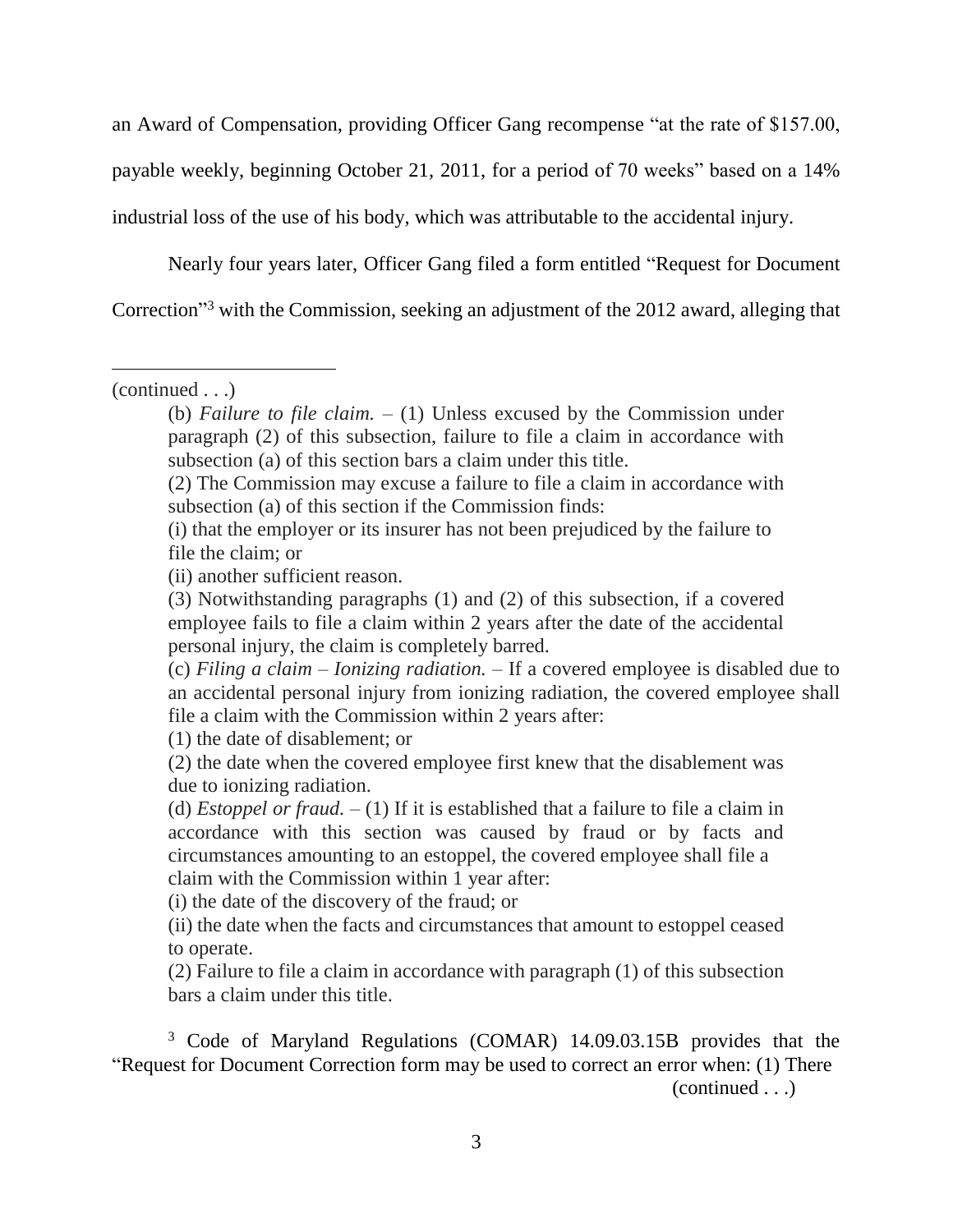an Award of Compensation, providing Officer Gang recompense "at the rate of $157.00, payable weekly, beginning October 21, 2011, for a period of 70 weeks" based on a 14% industrial loss of the use of his body, which was attributable to the accidental injury.

Nearly four years later, Officer Gang filed a form entitled "Request for Document Correction"[3] with the Commission, seeking an adjustment of the 2012 award, alleging that

---

(continued . . .)

> (b) *Failure to file claim.* – (1) Unless excused by the Commission under paragraph (2) of this subsection, failure to file a claim in accordance with subsection (a) of this section bars a claim under this title.
>
> (2) The Commission may excuse a failure to file a claim in accordance with subsection (a) of this section if the Commission finds:
>
> (i) that the employer or its insurer has not been prejudiced by the failure to file the claim; or
>
> (ii) another sufficient reason.
>
> (3) Notwithstanding paragraphs (1) and (2) of this subsection, if a covered employee fails to file a claim within 2 years after the date of the accidental personal injury, the claim is completely barred.
>
> (c) *Filing a claim – Ionizing radiation.* – If a covered employee is disabled due to an accidental personal injury from ionizing radiation, the covered employee shall file a claim with the Commission within 2 years after:
>
> (1) the date of disablement; or
>
> (2) the date when the covered employee first knew that the disablement was due to ionizing radiation.
>
> (d) *Estoppel or fraud.* – (1) If it is established that a failure to file a claim in accordance with this section was caused by fraud or by facts and circumstances amounting to an estoppel, the covered employee shall file a claim with the Commission within 1 year after:
>
> (i) the date of the discovery of the fraud; or
>
> (ii) the date when the facts and circumstances that amount to estoppel ceased to operate.
>
> (2) Failure to file a claim in accordance with paragraph (1) of this subsection bars a claim under this title.

[3] Code of Maryland Regulations (COMAR) 14.09.03.15B provides that the "Request for Document Correction form may be used to correct an error when: (1) There

(continued . . .)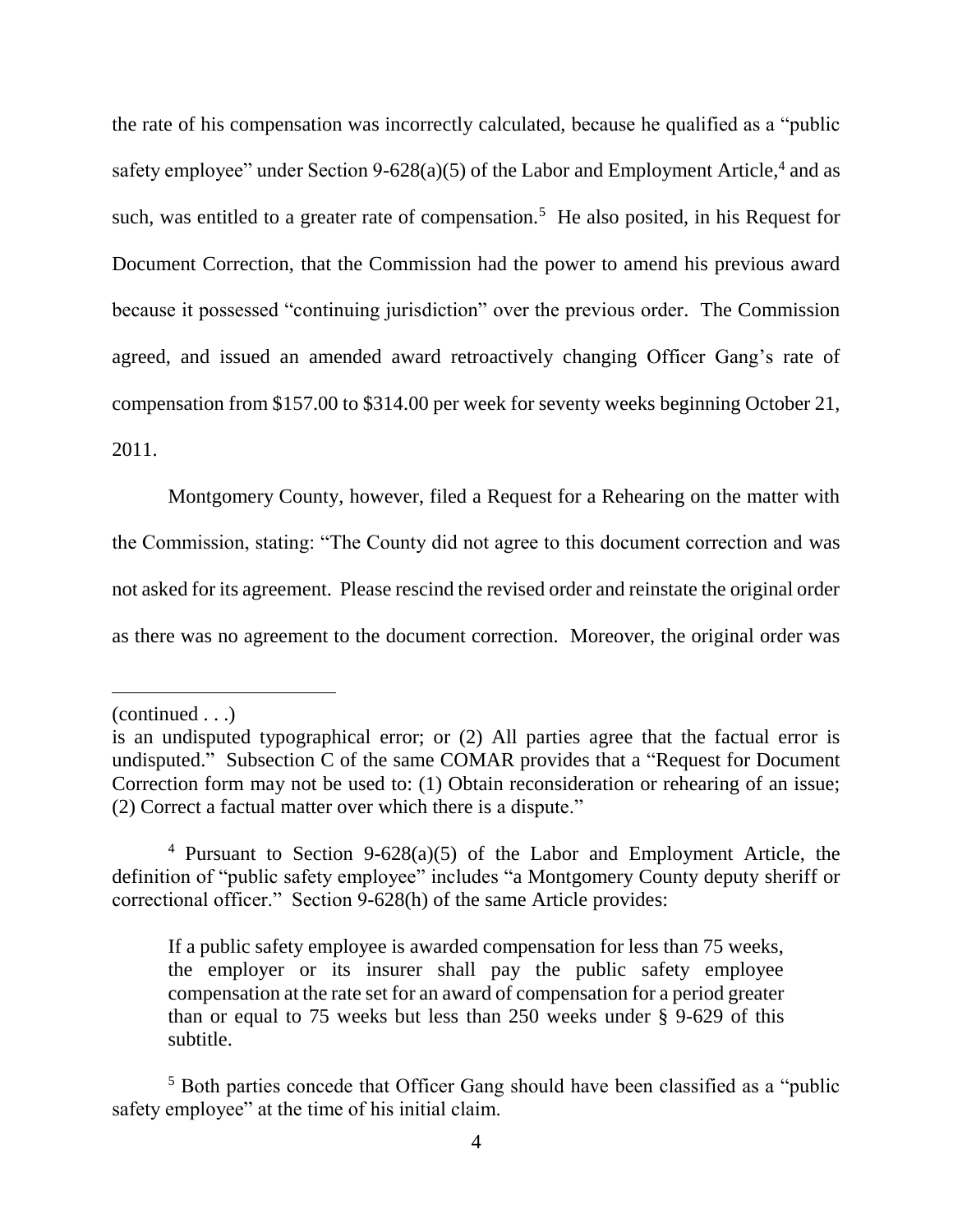the rate of his compensation was incorrectly calculated, because he qualified as a "public safety employee" under Section 9-628(a)(5) of the Labor and Employment Article,[4] and as such, was entitled to a greater rate of compensation.[5] He also posited, in his Request for Document Correction, that the Commission had the power to amend his previous award because it possessed "continuing jurisdiction" over the previous order. The Commission agreed, and issued an amended award retroactively changing Officer Gang's rate of compensation from $157.00 to $314.00 per week for seventy weeks beginning October 21, 2011.

Montgomery County, however, filed a Request for a Rehearing on the matter with the Commission, stating: "The County did not agree to this document correction and was not asked for its agreement. Please rescind the revised order and reinstate the original order as there was no agreement to the document correction. Moreover, the original order was

---

(continued . . .)

is an undisputed typographical error; or (2) All parties agree that the factual error is undisputed." Subsection C of the same COMAR provides that a "Request for Document Correction form may not be used to: (1) Obtain reconsideration or rehearing of an issue; (2) Correct a factual matter over which there is a dispute."

[4] Pursuant to Section 9-628(a)(5) of the Labor and Employment Article, the definition of "public safety employee" includes "a Montgomery County deputy sheriff or correctional officer." Section 9-628(h) of the same Article provides:

> If a public safety employee is awarded compensation for less than 75 weeks, the employer or its insurer shall pay the public safety employee compensation at the rate set for an award of compensation for a period greater than or equal to 75 weeks but less than 250 weeks under § 9-629 of this subtitle.

[5] Both parties concede that Officer Gang should have been classified as a "public safety employee" at the time of his initial claim.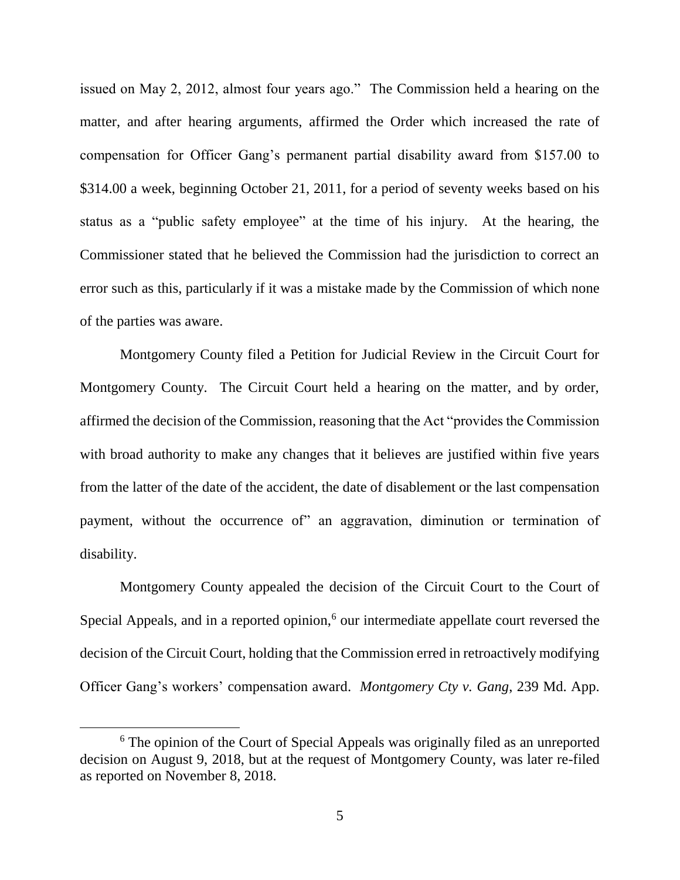issued on May 2, 2012, almost four years ago." The Commission held a hearing on the matter, and after hearing arguments, affirmed the Order which increased the rate of compensation for Officer Gang's permanent partial disability award from $157.00 to $314.00 a week, beginning October 21, 2011, for a period of seventy weeks based on his status as a "public safety employee" at the time of his injury. At the hearing, the Commissioner stated that he believed the Commission had the jurisdiction to correct an error such as this, particularly if it was a mistake made by the Commission of which none of the parties was aware.

Montgomery County filed a Petition for Judicial Review in the Circuit Court for Montgomery County. The Circuit Court held a hearing on the matter, and by order, affirmed the decision of the Commission, reasoning that the Act "provides the Commission with broad authority to make any changes that it believes are justified within five years from the latter of the date of the accident, the date of disablement or the last compensation payment, without the occurrence of" an aggravation, diminution or termination of disability.

Montgomery County appealed the decision of the Circuit Court to the Court of Special Appeals, and in a reported opinion,[6] our intermediate appellate court reversed the decision of the Circuit Court, holding that the Commission erred in retroactively modifying Officer Gang's workers' compensation award. *Montgomery Cty v. Gang*, 239 Md. App.

[6] The opinion of the Court of Special Appeals was originally filed as an unreported decision on August 9, 2018, but at the request of Montgomery County, was later re-filed as reported on November 8, 2018.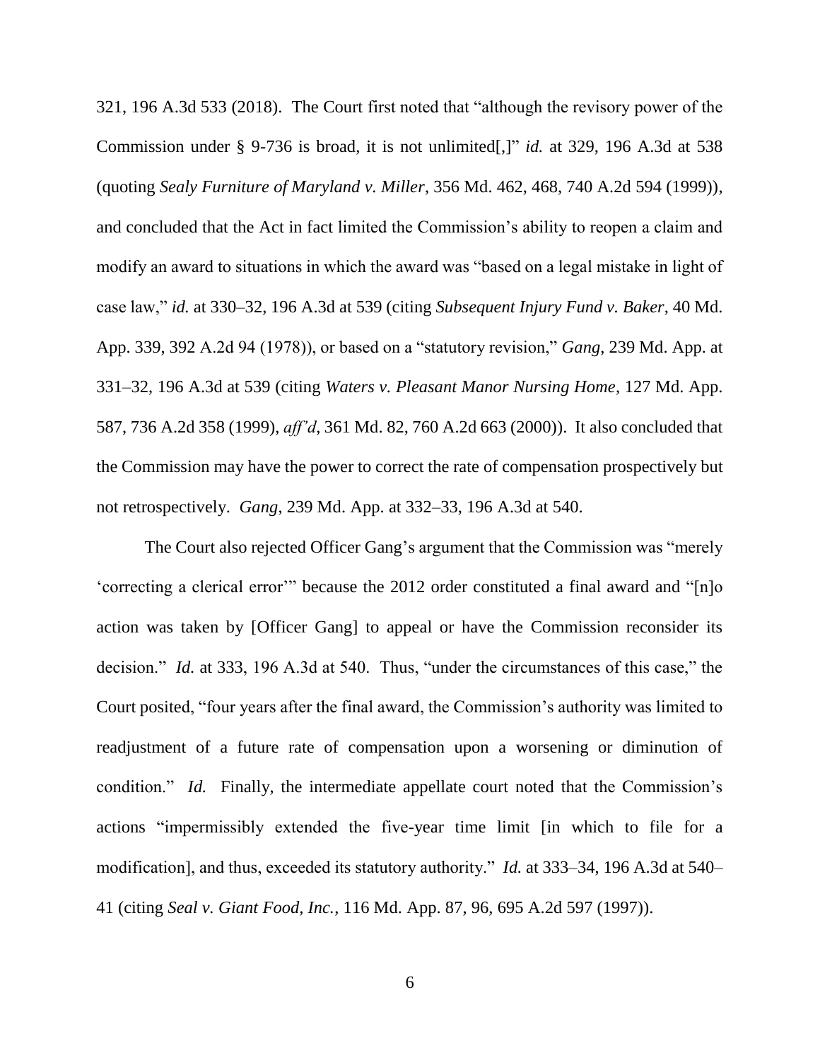321, 196 A.3d 533 (2018). The Court first noted that "although the revisory power of the Commission under § 9-736 is broad, it is not unlimited[,]" *id.* at 329, 196 A.3d at 538 (quoting *Sealy Furniture of Maryland v. Miller*, 356 Md. 462, 468, 740 A.2d 594 (1999)), and concluded that the Act in fact limited the Commission's ability to reopen a claim and modify an award to situations in which the award was "based on a legal mistake in light of case law," *id.* at 330–32, 196 A.3d at 539 (citing *Subsequent Injury Fund v. Baker*, 40 Md. App. 339, 392 A.2d 94 (1978)), or based on a "statutory revision," *Gang*, 239 Md. App. at 331–32, 196 A.3d at 539 (citing *Waters v. Pleasant Manor Nursing Home*, 127 Md. App. 587, 736 A.2d 358 (1999), *aff'd*, 361 Md. 82, 760 A.2d 663 (2000)). It also concluded that the Commission may have the power to correct the rate of compensation prospectively but not retrospectively. *Gang*, 239 Md. App. at 332–33, 196 A.3d at 540.

The Court also rejected Officer Gang's argument that the Commission was "merely 'correcting a clerical error'" because the 2012 order constituted a final award and "[n]o action was taken by [Officer Gang] to appeal or have the Commission reconsider its decision." *Id.* at 333, 196 A.3d at 540. Thus, "under the circumstances of this case," the Court posited, "four years after the final award, the Commission's authority was limited to readjustment of a future rate of compensation upon a worsening or diminution of condition." *Id.* Finally, the intermediate appellate court noted that the Commission's actions "impermissibly extended the five-year time limit [in which to file for a modification], and thus, exceeded its statutory authority." *Id.* at 333–34, 196 A.3d at 540–41 (citing *Seal v. Giant Food, Inc.*, 116 Md. App. 87, 96, 695 A.2d 597 (1997)).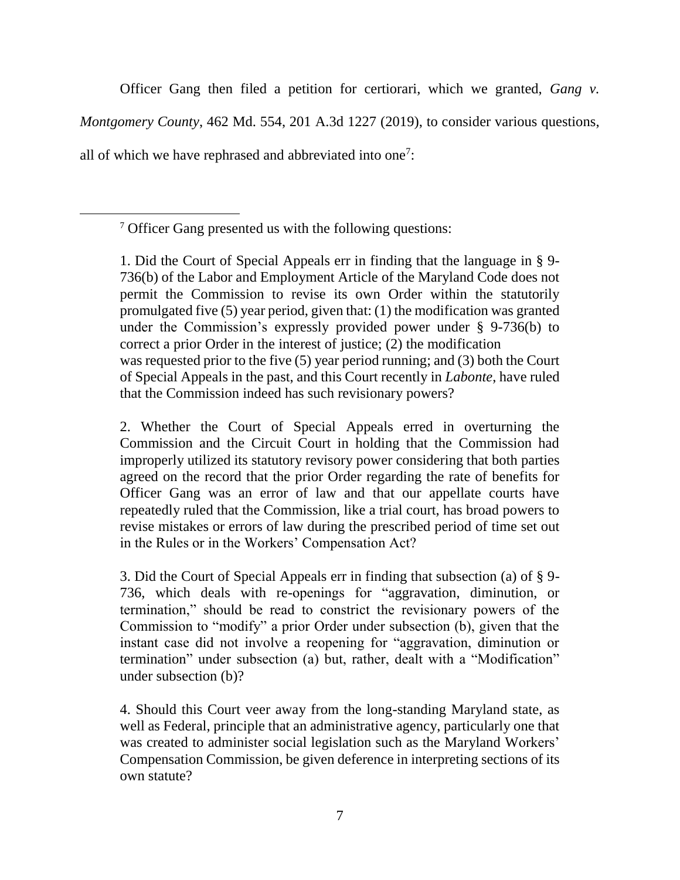Officer Gang then filed a petition for certiorari, which we granted, *Gang v. Montgomery County*, 462 Md. 554, 201 A.3d 1227 (2019), to consider various questions, all of which we have rephrased and abbreviated into one[7]:

---

[7] Officer Gang presented us with the following questions:

1. Did the Court of Special Appeals err in finding that the language in § 9-736(b) of the Labor and Employment Article of the Maryland Code does not permit the Commission to revise its own Order within the statutorily promulgated five (5) year period, given that: (1) the modification was granted under the Commission's expressly provided power under § 9-736(b) to correct a prior Order in the interest of justice; (2) the modification was requested prior to the five (5) year period running; and (3) both the Court of Special Appeals in the past, and this Court recently in *Labonte*, have ruled that the Commission indeed has such revisionary powers?

2. Whether the Court of Special Appeals erred in overturning the Commission and the Circuit Court in holding that the Commission had improperly utilized its statutory revisory power considering that both parties agreed on the record that the prior Order regarding the rate of benefits for Officer Gang was an error of law and that our appellate courts have repeatedly ruled that the Commission, like a trial court, has broad powers to revise mistakes or errors of law during the prescribed period of time set out in the Rules or in the Workers' Compensation Act?

3. Did the Court of Special Appeals err in finding that subsection (a) of § 9-736, which deals with re-openings for "aggravation, diminution, or termination," should be read to constrict the revisionary powers of the Commission to "modify" a prior Order under subsection (b), given that the instant case did not involve a reopening for "aggravation, diminution or termination" under subsection (a) but, rather, dealt with a "Modification" under subsection (b)?

4. Should this Court veer away from the long-standing Maryland state, as well as Federal, principle that an administrative agency, particularly one that was created to administer social legislation such as the Maryland Workers' Compensation Commission, be given deference in interpreting sections of its own statute?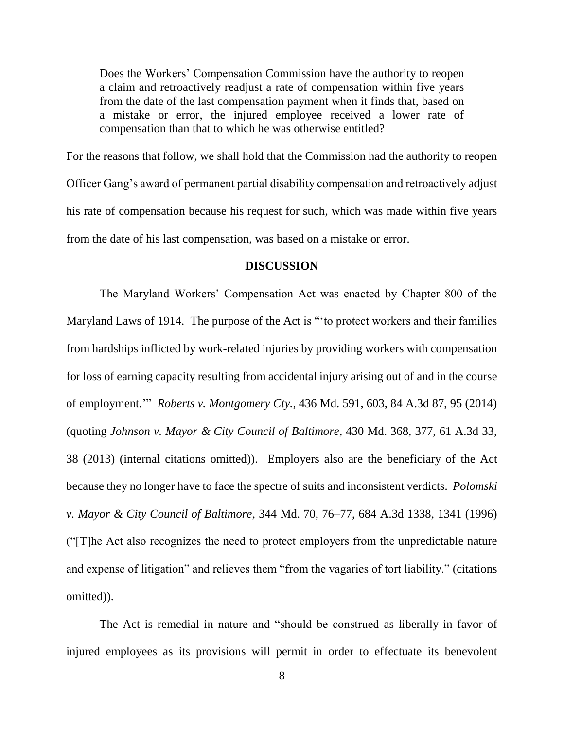> Does the Workers' Compensation Commission have the authority to reopen a claim and retroactively readjust a rate of compensation within five years from the date of the last compensation payment when it finds that, based on a mistake or error, the injured employee received a lower rate of compensation than that to which he was otherwise entitled?

For the reasons that follow, we shall hold that the Commission had the authority to reopen Officer Gang's award of permanent partial disability compensation and retroactively adjust his rate of compensation because his request for such, which was made within five years from the date of his last compensation, was based on a mistake or error.

## DISCUSSION

The Maryland Workers' Compensation Act was enacted by Chapter 800 of the Maryland Laws of 1914. The purpose of the Act is "'to protect workers and their families from hardships inflicted by work-related injuries by providing workers with compensation for loss of earning capacity resulting from accidental injury arising out of and in the course of employment.'" *Roberts v. Montgomery Cty.*, 436 Md. 591, 603, 84 A.3d 87, 95 (2014) (quoting *Johnson v. Mayor & City Council of Baltimore*, 430 Md. 368, 377, 61 A.3d 33, 38 (2013) (internal citations omitted)). Employers also are the beneficiary of the Act because they no longer have to face the spectre of suits and inconsistent verdicts. *Polomski v. Mayor & City Council of Baltimore*, 344 Md. 70, 76–77, 684 A.3d 1338, 1341 (1996) ("[T]he Act also recognizes the need to protect employers from the unpredictable nature and expense of litigation" and relieves them "from the vagaries of tort liability." (citations omitted)).

The Act is remedial in nature and "should be construed as liberally in favor of injured employees as its provisions will permit in order to effectuate its benevolent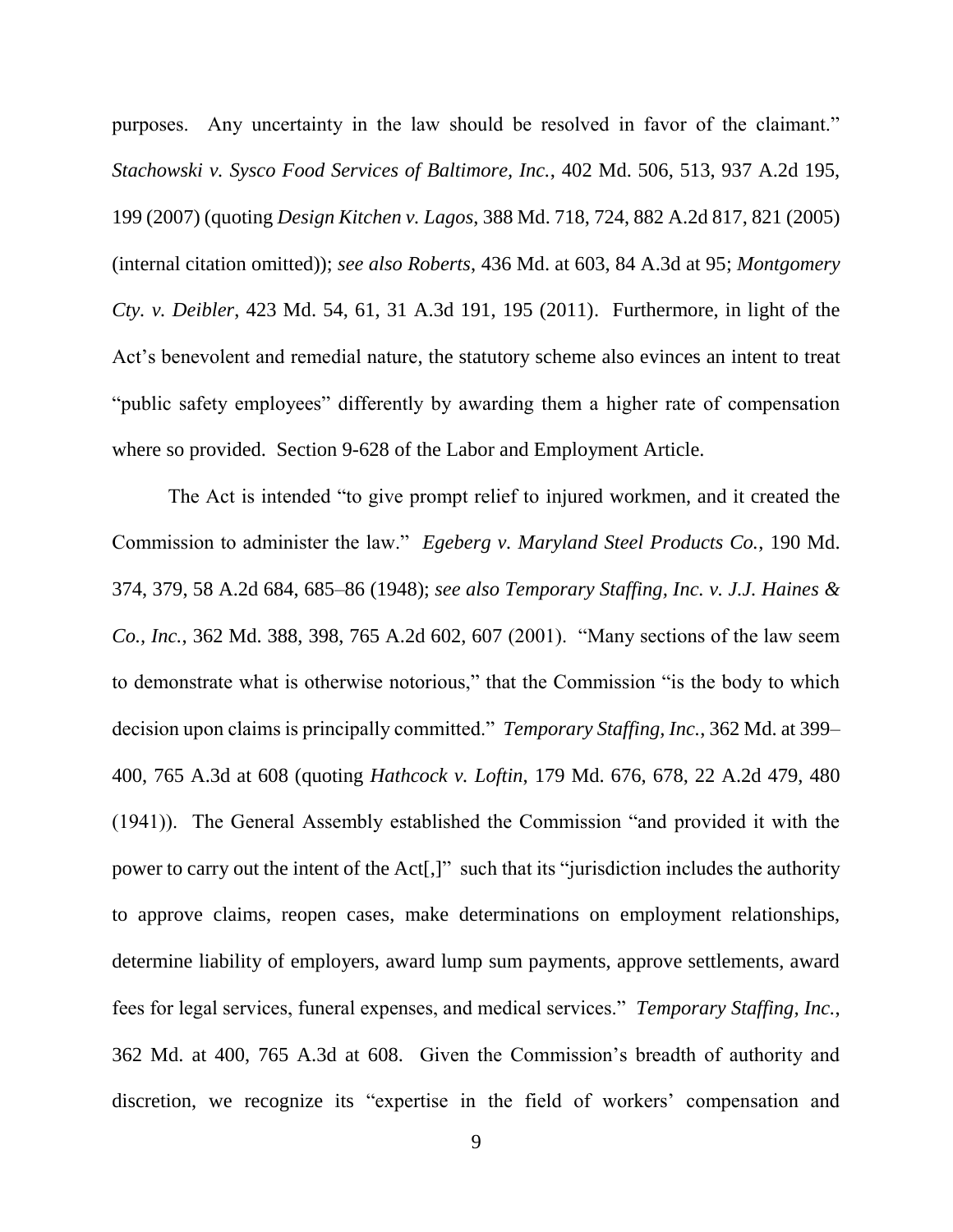purposes. Any uncertainty in the law should be resolved in favor of the claimant." *Stachowski v. Sysco Food Services of Baltimore, Inc.*, 402 Md. 506, 513, 937 A.2d 195, 199 (2007) (quoting *Design Kitchen v. Lagos*, 388 Md. 718, 724, 882 A.2d 817, 821 (2005) (internal citation omitted)); *see also Roberts*, 436 Md. at 603, 84 A.3d at 95; *Montgomery Cty. v. Deibler*, 423 Md. 54, 61, 31 A.3d 191, 195 (2011). Furthermore, in light of the Act's benevolent and remedial nature, the statutory scheme also evinces an intent to treat "public safety employees" differently by awarding them a higher rate of compensation where so provided. Section 9-628 of the Labor and Employment Article.

The Act is intended "to give prompt relief to injured workmen, and it created the Commission to administer the law." *Egeberg v. Maryland Steel Products Co.*, 190 Md. 374, 379, 58 A.2d 684, 685–86 (1948); *see also Temporary Staffing, Inc. v. J.J. Haines & Co., Inc.*, 362 Md. 388, 398, 765 A.2d 602, 607 (2001). "Many sections of the law seem to demonstrate what is otherwise notorious," that the Commission "is the body to which decision upon claims is principally committed." *Temporary Staffing, Inc.*, 362 Md. at 399–400, 765 A.3d at 608 (quoting *Hathcock v. Loftin*, 179 Md. 676, 678, 22 A.2d 479, 480 (1941)). The General Assembly established the Commission "and provided it with the power to carry out the intent of the Act[,]" such that its "jurisdiction includes the authority to approve claims, reopen cases, make determinations on employment relationships, determine liability of employers, award lump sum payments, approve settlements, award fees for legal services, funeral expenses, and medical services." *Temporary Staffing, Inc.*, 362 Md. at 400, 765 A.3d at 608. Given the Commission's breadth of authority and discretion, we recognize its "expertise in the field of workers' compensation and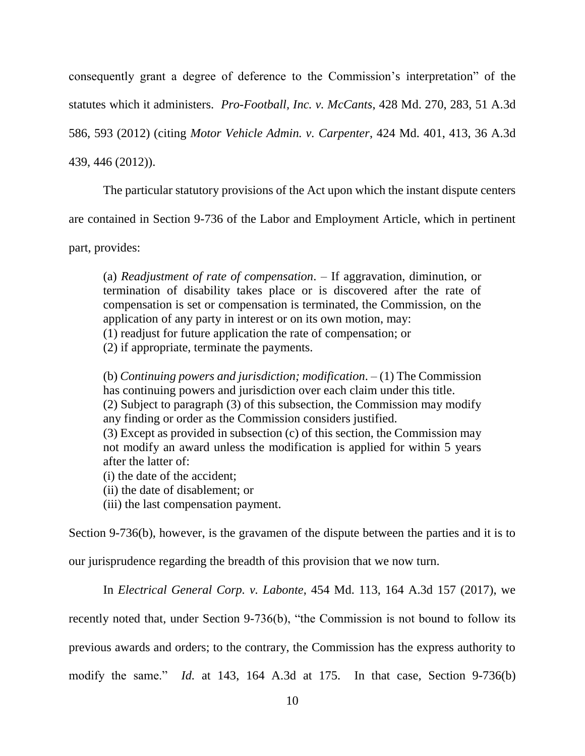consequently grant a degree of deference to the Commission's interpretation" of the statutes which it administers. *Pro-Football, Inc. v. McCants*, 428 Md. 270, 283, 51 A.3d 586, 593 (2012) (citing *Motor Vehicle Admin. v. Carpenter*, 424 Md. 401, 413, 36 A.3d 439, 446 (2012)).

The particular statutory provisions of the Act upon which the instant dispute centers are contained in Section 9-736 of the Labor and Employment Article, which in pertinent part, provides:

> (a) *Readjustment of rate of compensation*. – If aggravation, diminution, or termination of disability takes place or is discovered after the rate of compensation is set or compensation is terminated, the Commission, on the application of any party in interest or on its own motion, may:
> (1) readjust for future application the rate of compensation; or
> (2) if appropriate, terminate the payments.
>
> (b) *Continuing powers and jurisdiction; modification*. – (1) The Commission has continuing powers and jurisdiction over each claim under this title.
> (2) Subject to paragraph (3) of this subsection, the Commission may modify any finding or order as the Commission considers justified.
> (3) Except as provided in subsection (c) of this section, the Commission may not modify an award unless the modification is applied for within 5 years after the latter of:
> (i) the date of the accident;
> (ii) the date of disablement; or
> (iii) the last compensation payment.

Section 9-736(b), however, is the gravamen of the dispute between the parties and it is to our jurisprudence regarding the breadth of this provision that we now turn.

In *Electrical General Corp. v. Labonte*, 454 Md. 113, 164 A.3d 157 (2017), we recently noted that, under Section 9-736(b), "the Commission is not bound to follow its previous awards and orders; to the contrary, the Commission has the express authority to modify the same." *Id.* at 143, 164 A.3d at 175. In that case, Section 9-736(b)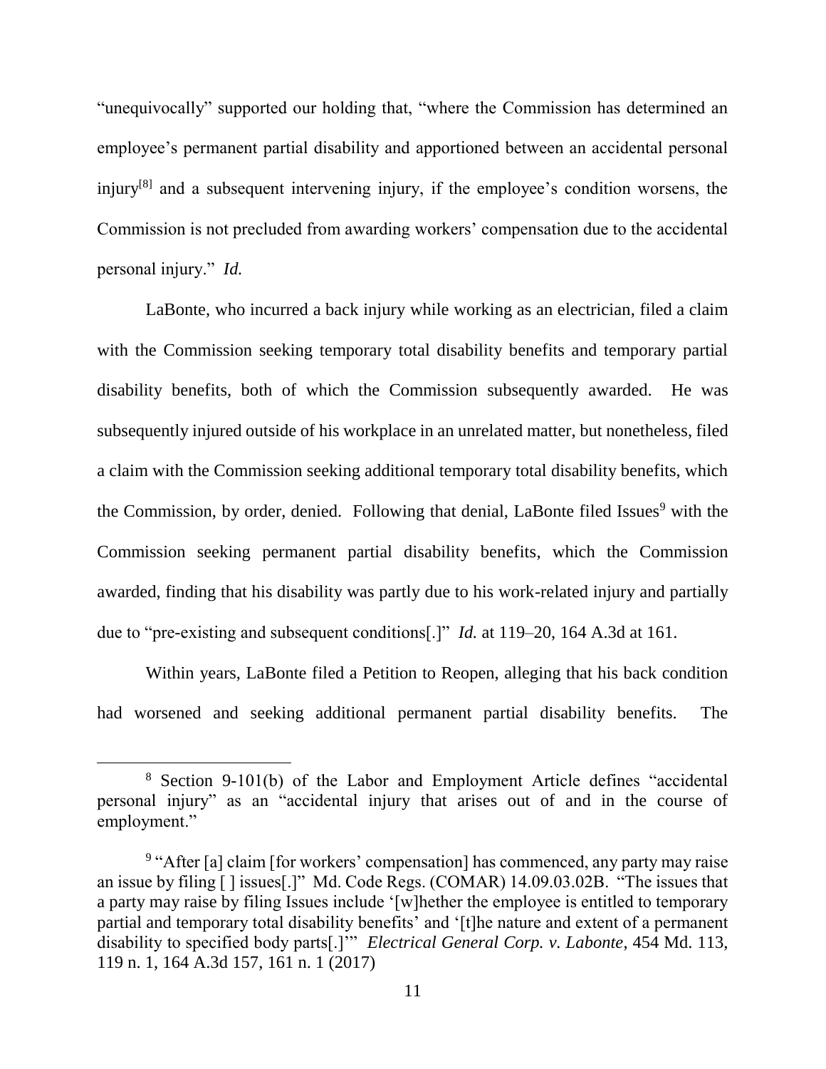"unequivocally" supported our holding that, "where the Commission has determined an employee's permanent partial disability and apportioned between an accidental personal injury[8] and a subsequent intervening injury, if the employee's condition worsens, the Commission is not precluded from awarding workers' compensation due to the accidental personal injury." *Id.*

LaBonte, who incurred a back injury while working as an electrician, filed a claim with the Commission seeking temporary total disability benefits and temporary partial disability benefits, both of which the Commission subsequently awarded. He was subsequently injured outside of his workplace in an unrelated matter, but nonetheless, filed a claim with the Commission seeking additional temporary total disability benefits, which the Commission, by order, denied. Following that denial, LaBonte filed Issues[9] with the Commission seeking permanent partial disability benefits, which the Commission awarded, finding that his disability was partly due to his work-related injury and partially due to "pre-existing and subsequent conditions[.]" *Id.* at 119–20, 164 A.3d at 161.

Within years, LaBonte filed a Petition to Reopen, alleging that his back condition had worsened and seeking additional permanent partial disability benefits. The

---

[8] Section 9-101(b) of the Labor and Employment Article defines "accidental personal injury" as an "accidental injury that arises out of and in the course of employment."

[9] "After [a] claim [for workers' compensation] has commenced, any party may raise an issue by filing [ ] issues[.]" Md. Code Regs. (COMAR) 14.09.03.02B. "The issues that a party may raise by filing Issues include '[w]hether the employee is entitled to temporary partial and temporary total disability benefits' and '[t]he nature and extent of a permanent disability to specified body parts[.]'" *Electrical General Corp. v. Labonte*, 454 Md. 113, 119 n. 1, 164 A.3d 157, 161 n. 1 (2017)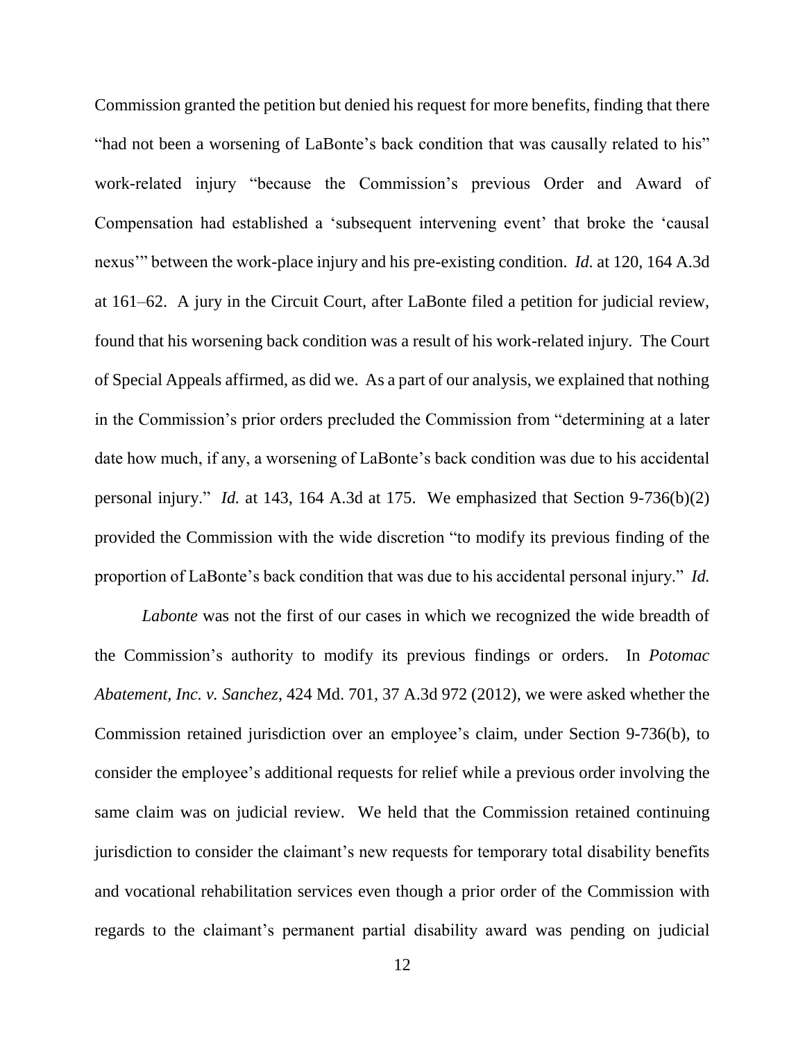Commission granted the petition but denied his request for more benefits, finding that there "had not been a worsening of LaBonte's back condition that was causally related to his" work-related injury "because the Commission's previous Order and Award of Compensation had established a 'subsequent intervening event' that broke the 'causal nexus'" between the work-place injury and his pre-existing condition. *Id.* at 120, 164 A.3d at 161–62. A jury in the Circuit Court, after LaBonte filed a petition for judicial review, found that his worsening back condition was a result of his work-related injury. The Court of Special Appeals affirmed, as did we. As a part of our analysis, we explained that nothing in the Commission's prior orders precluded the Commission from "determining at a later date how much, if any, a worsening of LaBonte's back condition was due to his accidental personal injury." *Id.* at 143, 164 A.3d at 175. We emphasized that Section 9-736(b)(2) provided the Commission with the wide discretion "to modify its previous finding of the proportion of LaBonte's back condition that was due to his accidental personal injury." *Id.*

*Labonte* was not the first of our cases in which we recognized the wide breadth of the Commission's authority to modify its previous findings or orders. In *Potomac Abatement, Inc. v. Sanchez*, 424 Md. 701, 37 A.3d 972 (2012), we were asked whether the Commission retained jurisdiction over an employee's claim, under Section 9-736(b), to consider the employee's additional requests for relief while a previous order involving the same claim was on judicial review. We held that the Commission retained continuing jurisdiction to consider the claimant's new requests for temporary total disability benefits and vocational rehabilitation services even though a prior order of the Commission with regards to the claimant's permanent partial disability award was pending on judicial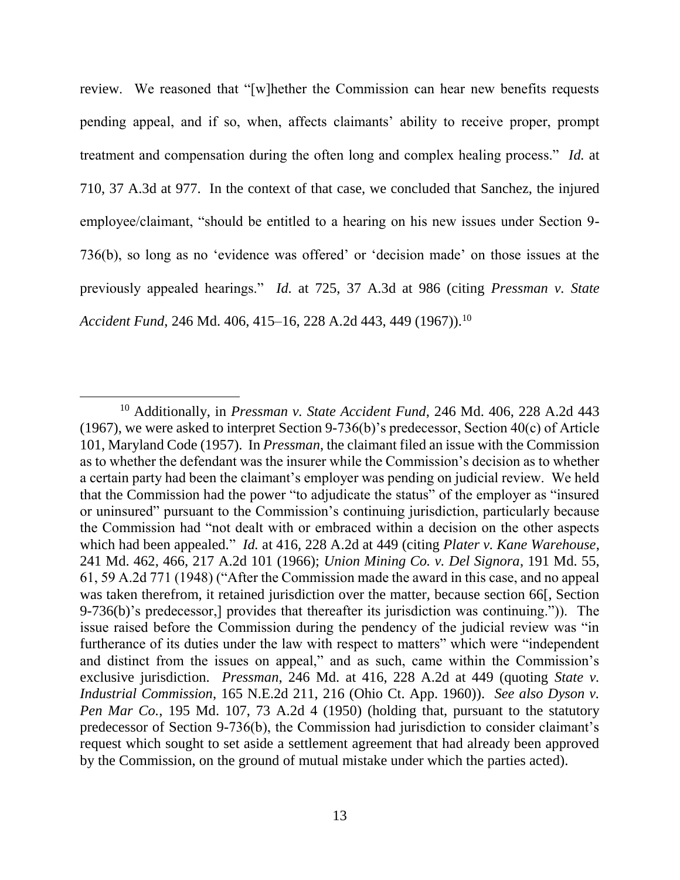review. We reasoned that "[w]hether the Commission can hear new benefits requests pending appeal, and if so, when, affects claimants' ability to receive proper, prompt treatment and compensation during the often long and complex healing process." *Id.* at 710, 37 A.3d at 977. In the context of that case, we concluded that Sanchez, the injured employee/claimant, "should be entitled to a hearing on his new issues under Section 9-736(b), so long as no 'evidence was offered' or 'decision made' on those issues at the previously appealed hearings." *Id.* at 725, 37 A.3d at 986 (citing *Pressman v. State Accident Fund*, 246 Md. 406, 415–16, 228 A.2d 443, 449 (1967)).[10]

---

[10] Additionally, in *Pressman v. State Accident Fund*, 246 Md. 406, 228 A.2d 443 (1967), we were asked to interpret Section 9-736(b)'s predecessor, Section 40(c) of Article 101, Maryland Code (1957). In *Pressman*, the claimant filed an issue with the Commission as to whether the defendant was the insurer while the Commission's decision as to whether a certain party had been the claimant's employer was pending on judicial review. We held that the Commission had the power "to adjudicate the status" of the employer as "insured or uninsured" pursuant to the Commission's continuing jurisdiction, particularly because the Commission had "not dealt with or embraced within a decision on the other aspects which had been appealed." *Id.* at 416, 228 A.2d at 449 (citing *Plater v. Kane Warehouse*, 241 Md. 462, 466, 217 A.2d 101 (1966); *Union Mining Co. v. Del Signora*, 191 Md. 55, 61, 59 A.2d 771 (1948) ("After the Commission made the award in this case, and no appeal was taken therefrom, it retained jurisdiction over the matter, because section 66[, Section 9-736(b)'s predecessor,] provides that thereafter its jurisdiction was continuing.")). The issue raised before the Commission during the pendency of the judicial review was "in furtherance of its duties under the law with respect to matters" which were "independent and distinct from the issues on appeal," and as such, came within the Commission's exclusive jurisdiction. *Pressman*, 246 Md. at 416, 228 A.2d at 449 (quoting *State v. Industrial Commission*, 165 N.E.2d 211, 216 (Ohio Ct. App. 1960)). *See also Dyson v. Pen Mar Co.*, 195 Md. 107, 73 A.2d 4 (1950) (holding that, pursuant to the statutory predecessor of Section 9-736(b), the Commission had jurisdiction to consider claimant's request which sought to set aside a settlement agreement that had already been approved by the Commission, on the ground of mutual mistake under which the parties acted).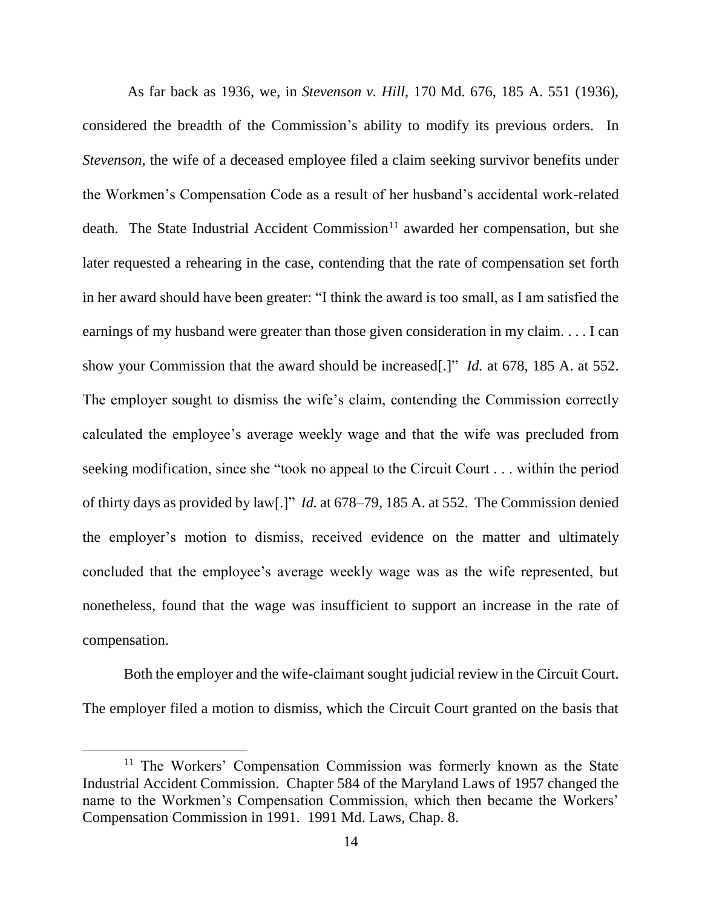As far back as 1936, we, in *Stevenson v. Hill*, 170 Md. 676, 185 A. 551 (1936), considered the breadth of the Commission's ability to modify its previous orders. In *Stevenson*, the wife of a deceased employee filed a claim seeking survivor benefits under the Workmen's Compensation Code as a result of her husband's accidental work-related death. The State Industrial Accident Commission[11] awarded her compensation, but she later requested a rehearing in the case, contending that the rate of compensation set forth in her award should have been greater: "I think the award is too small, as I am satisfied the earnings of my husband were greater than those given consideration in my claim. . . . I can show your Commission that the award should be increased[.]" *Id.* at 678, 185 A. at 552. The employer sought to dismiss the wife's claim, contending the Commission correctly calculated the employee's average weekly wage and that the wife was precluded from seeking modification, since she "took no appeal to the Circuit Court . . . within the period of thirty days as provided by law[.]" *Id.* at 678–79, 185 A. at 552. The Commission denied the employer's motion to dismiss, received evidence on the matter and ultimately concluded that the employee's average weekly wage was as the wife represented, but nonetheless, found that the wage was insufficient to support an increase in the rate of compensation.

Both the employer and the wife-claimant sought judicial review in the Circuit Court. The employer filed a motion to dismiss, which the Circuit Court granted on the basis that

---

[11] The Workers' Compensation Commission was formerly known as the State Industrial Accident Commission. Chapter 584 of the Maryland Laws of 1957 changed the name to the Workmen's Compensation Commission, which then became the Workers' Compensation Commission in 1991. 1991 Md. Laws, Chap. 8.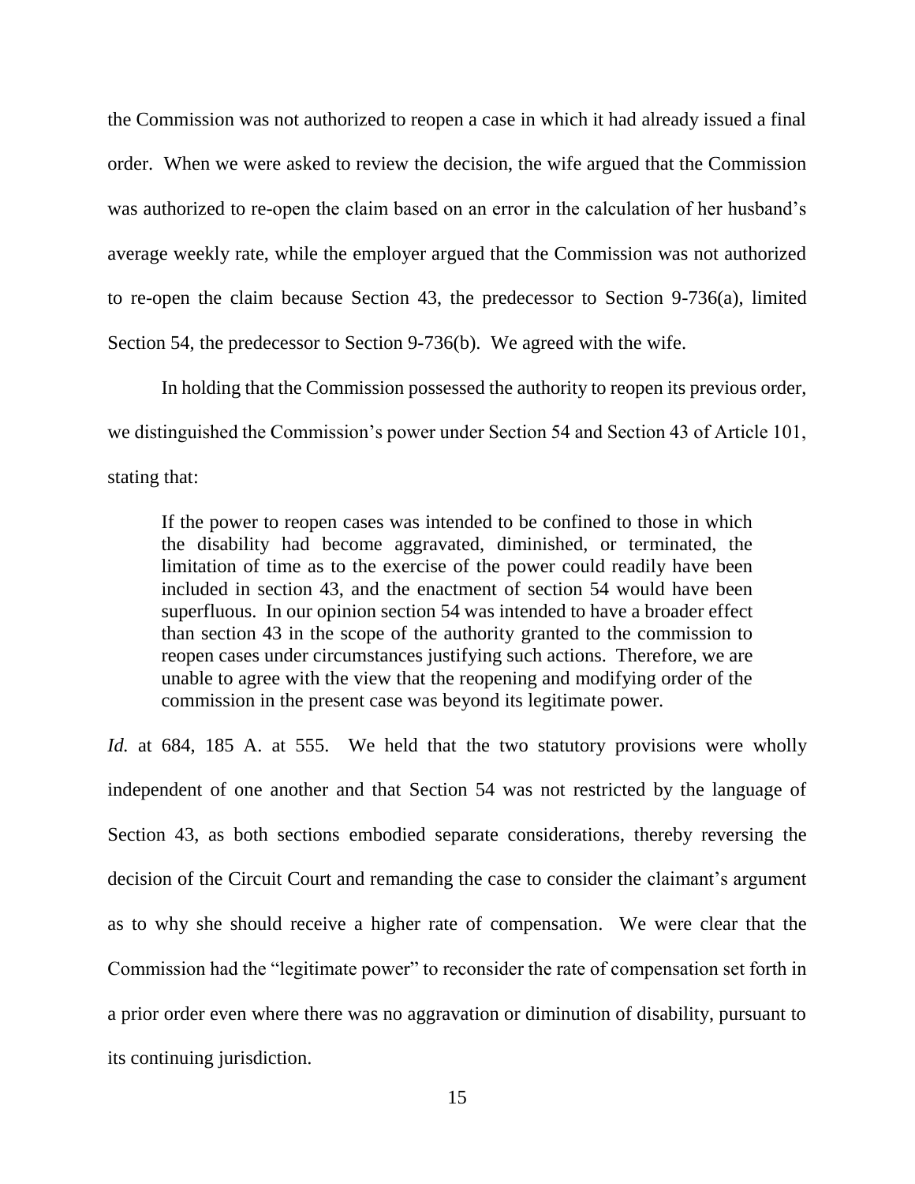the Commission was not authorized to reopen a case in which it had already issued a final order. When we were asked to review the decision, the wife argued that the Commission was authorized to re-open the claim based on an error in the calculation of her husband's average weekly rate, while the employer argued that the Commission was not authorized to re-open the claim because Section 43, the predecessor to Section 9-736(a), limited Section 54, the predecessor to Section 9-736(b). We agreed with the wife.

In holding that the Commission possessed the authority to reopen its previous order, we distinguished the Commission's power under Section 54 and Section 43 of Article 101, stating that:

> If the power to reopen cases was intended to be confined to those in which the disability had become aggravated, diminished, or terminated, the limitation of time as to the exercise of the power could readily have been included in section 43, and the enactment of section 54 would have been superfluous. In our opinion section 54 was intended to have a broader effect than section 43 in the scope of the authority granted to the commission to reopen cases under circumstances justifying such actions. Therefore, we are unable to agree with the view that the reopening and modifying order of the commission in the present case was beyond its legitimate power.

*Id.* at 684, 185 A. at 555. We held that the two statutory provisions were wholly independent of one another and that Section 54 was not restricted by the language of Section 43, as both sections embodied separate considerations, thereby reversing the decision of the Circuit Court and remanding the case to consider the claimant's argument as to why she should receive a higher rate of compensation. We were clear that the Commission had the "legitimate power" to reconsider the rate of compensation set forth in a prior order even where there was no aggravation or diminution of disability, pursuant to its continuing jurisdiction.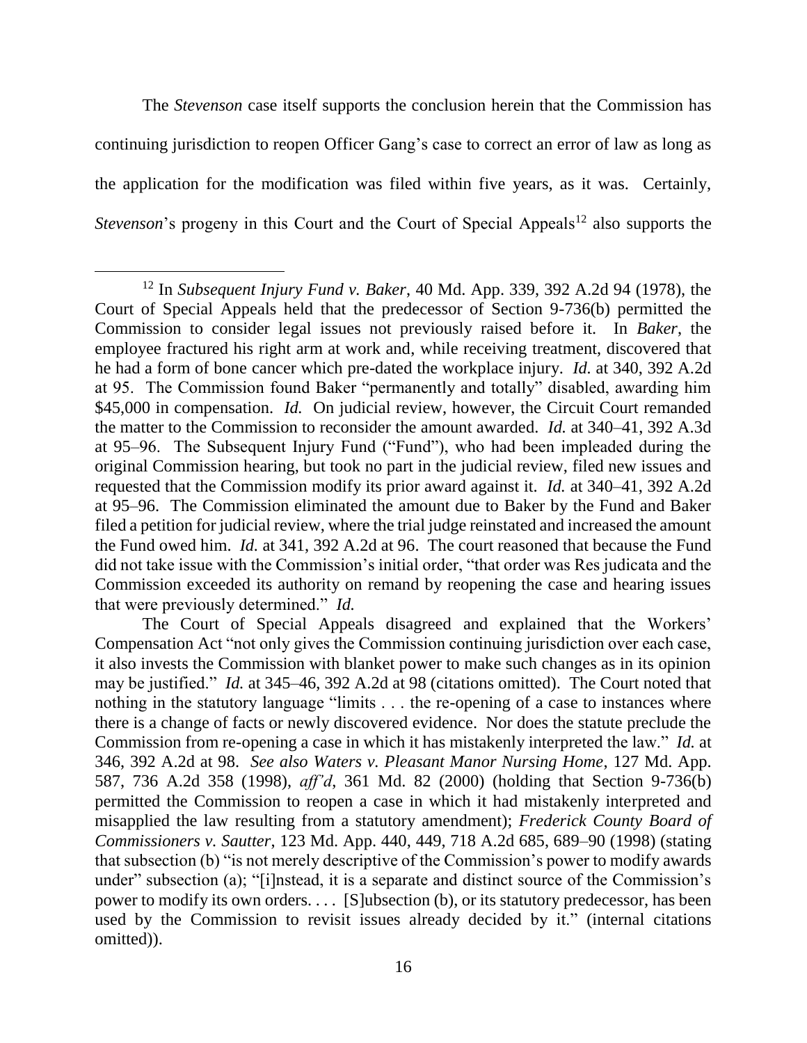The *Stevenson* case itself supports the conclusion herein that the Commission has continuing jurisdiction to reopen Officer Gang's case to correct an error of law as long as the application for the modification was filed within five years, as it was. Certainly, *Stevenson*'s progeny in this Court and the Court of Special Appeals[12] also supports the

---

[12] In *Subsequent Injury Fund v. Baker*, 40 Md. App. 339, 392 A.2d 94 (1978), the Court of Special Appeals held that the predecessor of Section 9-736(b) permitted the Commission to consider legal issues not previously raised before it. In *Baker*, the employee fractured his right arm at work and, while receiving treatment, discovered that he had a form of bone cancer which pre-dated the workplace injury. *Id.* at 340, 392 A.2d at 95. The Commission found Baker "permanently and totally" disabled, awarding him $45,000 in compensation. *Id.* On judicial review, however, the Circuit Court remanded the matter to the Commission to reconsider the amount awarded. *Id.* at 340–41, 392 A.3d at 95–96. The Subsequent Injury Fund ("Fund"), who had been impleaded during the original Commission hearing, but took no part in the judicial review, filed new issues and requested that the Commission modify its prior award against it. *Id.* at 340–41, 392 A.2d at 95–96. The Commission eliminated the amount due to Baker by the Fund and Baker filed a petition for judicial review, where the trial judge reinstated and increased the amount the Fund owed him. *Id.* at 341, 392 A.2d at 96. The court reasoned that because the Fund did not take issue with the Commission's initial order, "that order was Res judicata and the Commission exceeded its authority on remand by reopening the case and hearing issues that were previously determined." *Id.*

The Court of Special Appeals disagreed and explained that the Workers' Compensation Act "not only gives the Commission continuing jurisdiction over each case, it also invests the Commission with blanket power to make such changes as in its opinion may be justified." *Id.* at 345–46, 392 A.2d at 98 (citations omitted). The Court noted that nothing in the statutory language "limits . . . the re-opening of a case to instances where there is a change of facts or newly discovered evidence. Nor does the statute preclude the Commission from re-opening a case in which it has mistakenly interpreted the law." *Id.* at 346, 392 A.2d at 98. *See also Waters v. Pleasant Manor Nursing Home*, 127 Md. App. 587, 736 A.2d 358 (1998), *aff'd*, 361 Md. 82 (2000) (holding that Section 9-736(b) permitted the Commission to reopen a case in which it had mistakenly interpreted and misapplied the law resulting from a statutory amendment); *Frederick County Board of Commissioners v. Sautter*, 123 Md. App. 440, 449, 718 A.2d 685, 689–90 (1998) (stating that subsection (b) "is not merely descriptive of the Commission's power to modify awards under" subsection (a); "[i]nstead, it is a separate and distinct source of the Commission's power to modify its own orders. . . . [S]ubsection (b), or its statutory predecessor, has been used by the Commission to revisit issues already decided by it." (internal citations omitted)).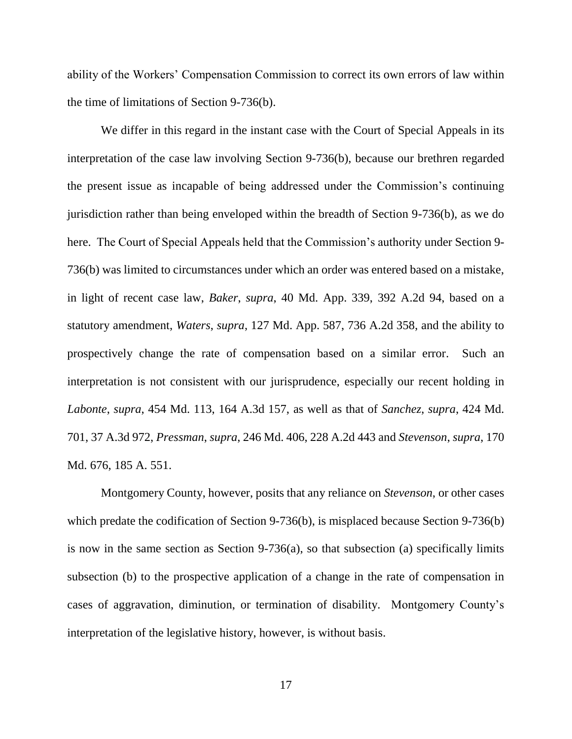ability of the Workers' Compensation Commission to correct its own errors of law within the time of limitations of Section 9-736(b).

We differ in this regard in the instant case with the Court of Special Appeals in its interpretation of the case law involving Section 9-736(b), because our brethren regarded the present issue as incapable of being addressed under the Commission's continuing jurisdiction rather than being enveloped within the breadth of Section 9-736(b), as we do here. The Court of Special Appeals held that the Commission's authority under Section 9-736(b) was limited to circumstances under which an order was entered based on a mistake, in light of recent case law, *Baker*, *supra*, 40 Md. App. 339, 392 A.2d 94, based on a statutory amendment, *Waters*, *supra*, 127 Md. App. 587, 736 A.2d 358, and the ability to prospectively change the rate of compensation based on a similar error. Such an interpretation is not consistent with our jurisprudence, especially our recent holding in *Labonte*, *supra*, 454 Md. 113, 164 A.3d 157, as well as that of *Sanchez*, *supra*, 424 Md. 701, 37 A.3d 972, *Pressman*, *supra*, 246 Md. 406, 228 A.2d 443 and *Stevenson*, *supra*, 170 Md. 676, 185 A. 551.

Montgomery County, however, posits that any reliance on *Stevenson*, or other cases which predate the codification of Section 9-736(b), is misplaced because Section 9-736(b) is now in the same section as Section 9-736(a), so that subsection (a) specifically limits subsection (b) to the prospective application of a change in the rate of compensation in cases of aggravation, diminution, or termination of disability. Montgomery County's interpretation of the legislative history, however, is without basis.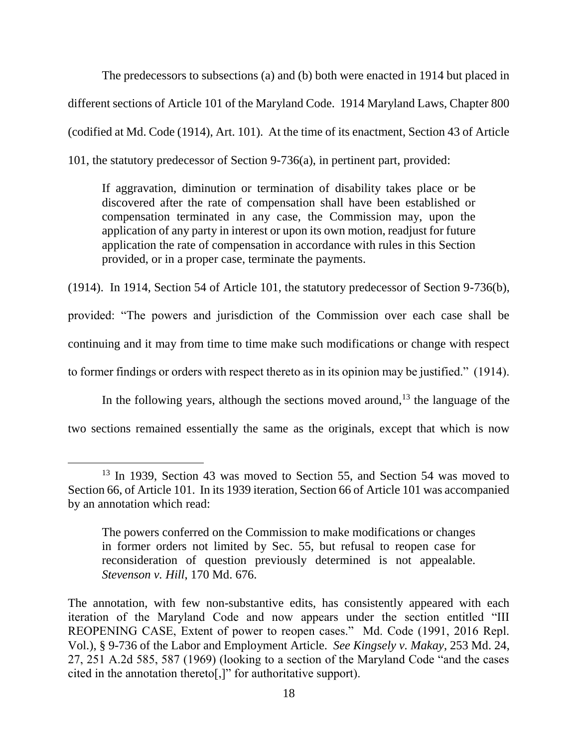The predecessors to subsections (a) and (b) both were enacted in 1914 but placed in different sections of Article 101 of the Maryland Code. 1914 Maryland Laws, Chapter 800 (codified at Md. Code (1914), Art. 101). At the time of its enactment, Section 43 of Article 101, the statutory predecessor of Section 9-736(a), in pertinent part, provided:

> If aggravation, diminution or termination of disability takes place or be discovered after the rate of compensation shall have been established or compensation terminated in any case, the Commission may, upon the application of any party in interest or upon its own motion, readjust for future application the rate of compensation in accordance with rules in this Section provided, or in a proper case, terminate the payments.

(1914). In 1914, Section 54 of Article 101, the statutory predecessor of Section 9-736(b), provided: "The powers and jurisdiction of the Commission over each case shall be continuing and it may from time to time make such modifications or change with respect to former findings or orders with respect thereto as in its opinion may be justified." (1914).

In the following years, although the sections moved around,[13] the language of the two sections remained essentially the same as the originals, except that which is now

---

[13] In 1939, Section 43 was moved to Section 55, and Section 54 was moved to Section 66, of Article 101. In its 1939 iteration, Section 66 of Article 101 was accompanied by an annotation which read:

> The powers conferred on the Commission to make modifications or changes in former orders not limited by Sec. 55, but refusal to reopen case for reconsideration of question previously determined is not appealable. *Stevenson v. Hill*, 170 Md. 676.

The annotation, with few non-substantive edits, has consistently appeared with each iteration of the Maryland Code and now appears under the section entitled "III REOPENING CASE, Extent of power to reopen cases." Md. Code (1991, 2016 Repl. Vol.), § 9-736 of the Labor and Employment Article. *See Kingsely v. Makay*, 253 Md. 24, 27, 251 A.2d 585, 587 (1969) (looking to a section of the Maryland Code "and the cases cited in the annotation thereto[,]" for authoritative support).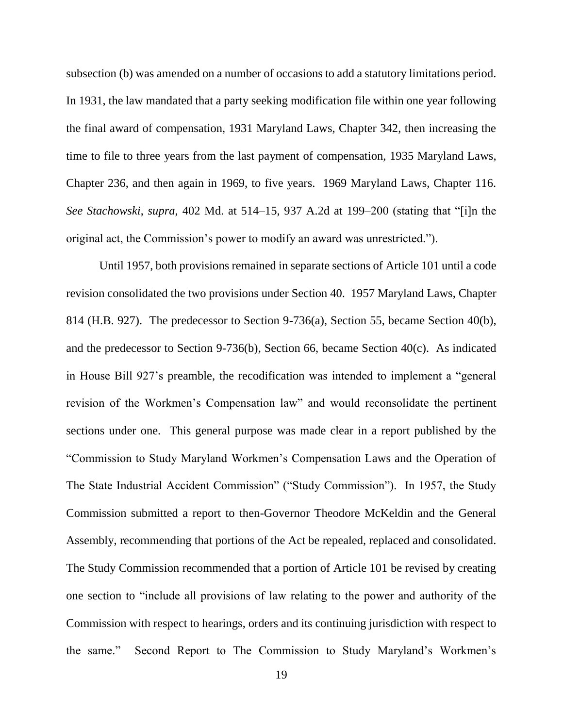subsection (b) was amended on a number of occasions to add a statutory limitations period. In 1931, the law mandated that a party seeking modification file within one year following the final award of compensation, 1931 Maryland Laws, Chapter 342, then increasing the time to file to three years from the last payment of compensation, 1935 Maryland Laws, Chapter 236, and then again in 1969, to five years. 1969 Maryland Laws, Chapter 116. *See Stachowski*, *supra*, 402 Md. at 514–15, 937 A.2d at 199–200 (stating that "[i]n the original act, the Commission's power to modify an award was unrestricted.").

Until 1957, both provisions remained in separate sections of Article 101 until a code revision consolidated the two provisions under Section 40. 1957 Maryland Laws, Chapter 814 (H.B. 927). The predecessor to Section 9-736(a), Section 55, became Section 40(b), and the predecessor to Section 9-736(b), Section 66, became Section 40(c). As indicated in House Bill 927's preamble, the recodification was intended to implement a "general revision of the Workmen's Compensation law" and would reconsolidate the pertinent sections under one. This general purpose was made clear in a report published by the "Commission to Study Maryland Workmen's Compensation Laws and the Operation of The State Industrial Accident Commission" ("Study Commission"). In 1957, the Study Commission submitted a report to then-Governor Theodore McKeldin and the General Assembly, recommending that portions of the Act be repealed, replaced and consolidated. The Study Commission recommended that a portion of Article 101 be revised by creating one section to "include all provisions of law relating to the power and authority of the Commission with respect to hearings, orders and its continuing jurisdiction with respect to the same." Second Report to The Commission to Study Maryland's Workmen's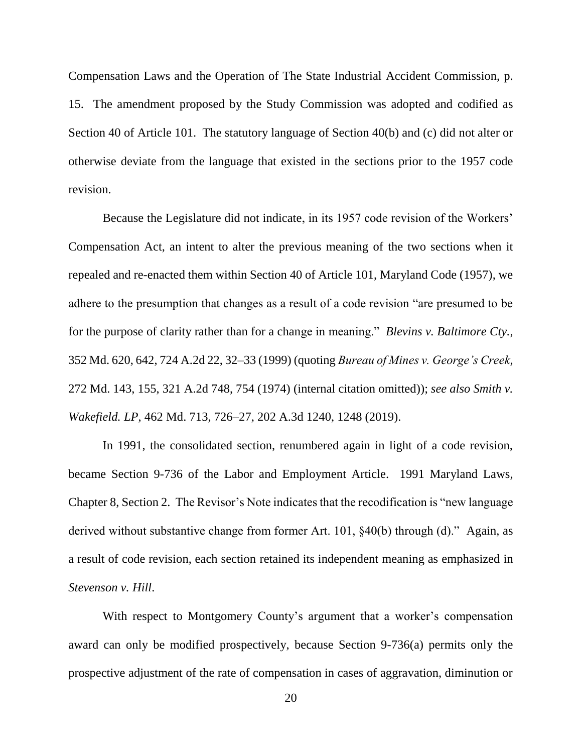Compensation Laws and the Operation of The State Industrial Accident Commission, p. 15. The amendment proposed by the Study Commission was adopted and codified as Section 40 of Article 101. The statutory language of Section 40(b) and (c) did not alter or otherwise deviate from the language that existed in the sections prior to the 1957 code revision.

Because the Legislature did not indicate, in its 1957 code revision of the Workers' Compensation Act, an intent to alter the previous meaning of the two sections when it repealed and re-enacted them within Section 40 of Article 101, Maryland Code (1957), we adhere to the presumption that changes as a result of a code revision "are presumed to be for the purpose of clarity rather than for a change in meaning." *Blevins v. Baltimore Cty.*, 352 Md. 620, 642, 724 A.2d 22, 32–33 (1999) (quoting *Bureau of Mines v. George's Creek*, 272 Md. 143, 155, 321 A.2d 748, 754 (1974) (internal citation omitted)); *see also Smith v. Wakefield. LP*, 462 Md. 713, 726–27, 202 A.3d 1240, 1248 (2019).

In 1991, the consolidated section, renumbered again in light of a code revision, became Section 9-736 of the Labor and Employment Article. 1991 Maryland Laws, Chapter 8, Section 2. The Revisor's Note indicates that the recodification is "new language derived without substantive change from former Art. 101, §40(b) through (d)." Again, as a result of code revision, each section retained its independent meaning as emphasized in *Stevenson v. Hill*.

With respect to Montgomery County's argument that a worker's compensation award can only be modified prospectively, because Section 9-736(a) permits only the prospective adjustment of the rate of compensation in cases of aggravation, diminution or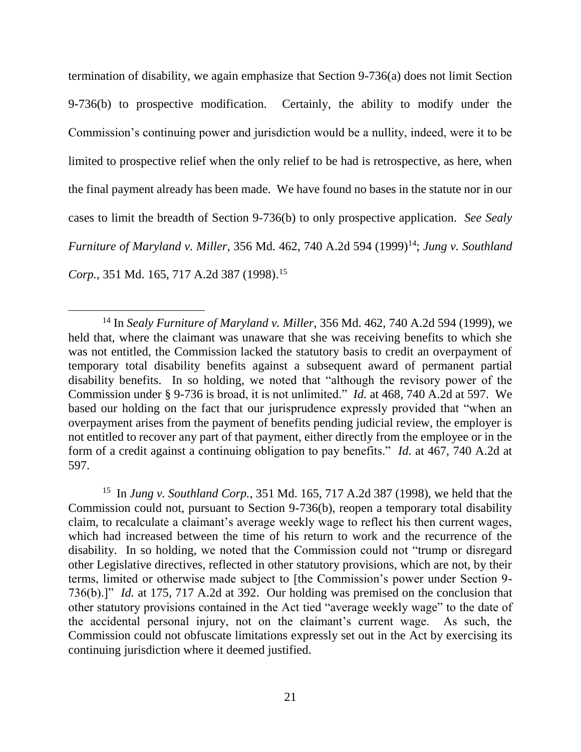termination of disability, we again emphasize that Section 9-736(a) does not limit Section 9-736(b) to prospective modification. Certainly, the ability to modify under the Commission's continuing power and jurisdiction would be a nullity, indeed, were it to be limited to prospective relief when the only relief to be had is retrospective, as here, when the final payment already has been made. We have found no bases in the statute nor in our cases to limit the breadth of Section 9-736(b) to only prospective application. *See Sealy Furniture of Maryland v. Miller*, 356 Md. 462, 740 A.2d 594 (1999)[14]; *Jung v. Southland Corp.*, 351 Md. 165, 717 A.2d 387 (1998).[15]

---

[14] In *Sealy Furniture of Maryland v. Miller*, 356 Md. 462, 740 A.2d 594 (1999), we held that, where the claimant was unaware that she was receiving benefits to which she was not entitled, the Commission lacked the statutory basis to credit an overpayment of temporary total disability benefits against a subsequent award of permanent partial disability benefits. In so holding, we noted that "although the revisory power of the Commission under § 9-736 is broad, it is not unlimited." *Id.* at 468, 740 A.2d at 597. We based our holding on the fact that our jurisprudence expressly provided that "when an overpayment arises from the payment of benefits pending judicial review, the employer is not entitled to recover any part of that payment, either directly from the employee or in the form of a credit against a continuing obligation to pay benefits." *Id.* at 467, 740 A.2d at 597.

[15] In *Jung v. Southland Corp.*, 351 Md. 165, 717 A.2d 387 (1998), we held that the Commission could not, pursuant to Section 9-736(b), reopen a temporary total disability claim, to recalculate a claimant's average weekly wage to reflect his then current wages, which had increased between the time of his return to work and the recurrence of the disability. In so holding, we noted that the Commission could not "trump or disregard other Legislative directives, reflected in other statutory provisions, which are not, by their terms, limited or otherwise made subject to [the Commission's power under Section 9-736(b).]" *Id.* at 175, 717 A.2d at 392. Our holding was premised on the conclusion that other statutory provisions contained in the Act tied "average weekly wage" to the date of the accidental personal injury, not on the claimant's current wage. As such, the Commission could not obfuscate limitations expressly set out in the Act by exercising its continuing jurisdiction where it deemed justified.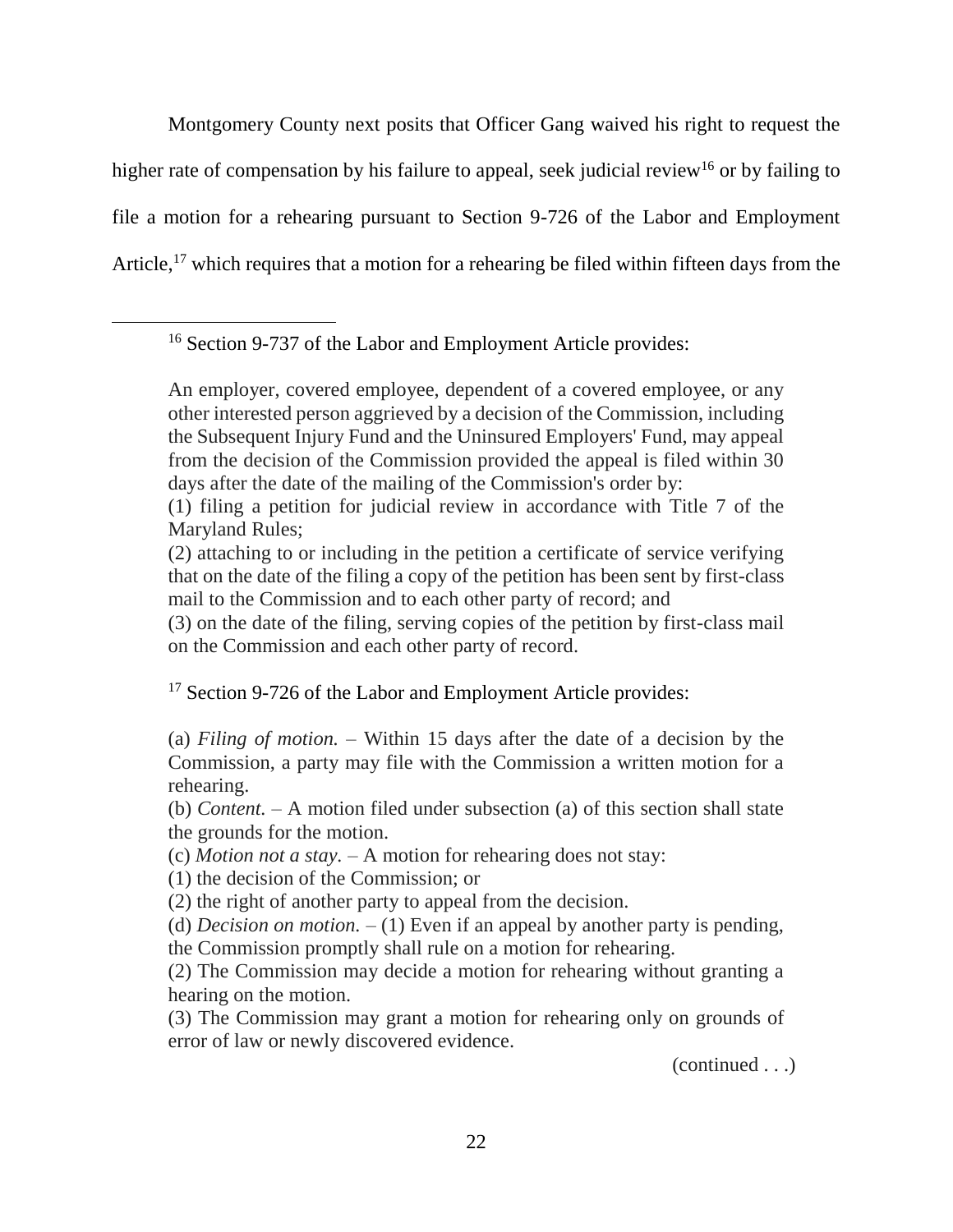Montgomery County next posits that Officer Gang waived his right to request the higher rate of compensation by his failure to appeal, seek judicial review[16] or by failing to file a motion for a rehearing pursuant to Section 9-726 of the Labor and Employment Article,[17] which requires that a motion for a rehearing be filed within fifteen days from the

---

[16] Section 9-737 of the Labor and Employment Article provides:

> An employer, covered employee, dependent of a covered employee, or any other interested person aggrieved by a decision of the Commission, including the Subsequent Injury Fund and the Uninsured Employers' Fund, may appeal from the decision of the Commission provided the appeal is filed within 30 days after the date of the mailing of the Commission's order by:
>
> (1) filing a petition for judicial review in accordance with Title 7 of the Maryland Rules;
>
> (2) attaching to or including in the petition a certificate of service verifying that on the date of the filing a copy of the petition has been sent by first-class mail to the Commission and to each other party of record; and
>
> (3) on the date of the filing, serving copies of the petition by first-class mail on the Commission and each other party of record.

[17] Section 9-726 of the Labor and Employment Article provides:

> (a) *Filing of motion.* – Within 15 days after the date of a decision by the Commission, a party may file with the Commission a written motion for a rehearing.
>
> (b) *Content.* – A motion filed under subsection (a) of this section shall state the grounds for the motion.
>
> (c) *Motion not a stay.* – A motion for rehearing does not stay:
>
> (1) the decision of the Commission; or
>
> (2) the right of another party to appeal from the decision.
>
> (d) *Decision on motion.* – (1) Even if an appeal by another party is pending, the Commission promptly shall rule on a motion for rehearing.
>
> (2) The Commission may decide a motion for rehearing without granting a hearing on the motion.
>
> (3) The Commission may grant a motion for rehearing only on grounds of error of law or newly discovered evidence.

(continued . . .)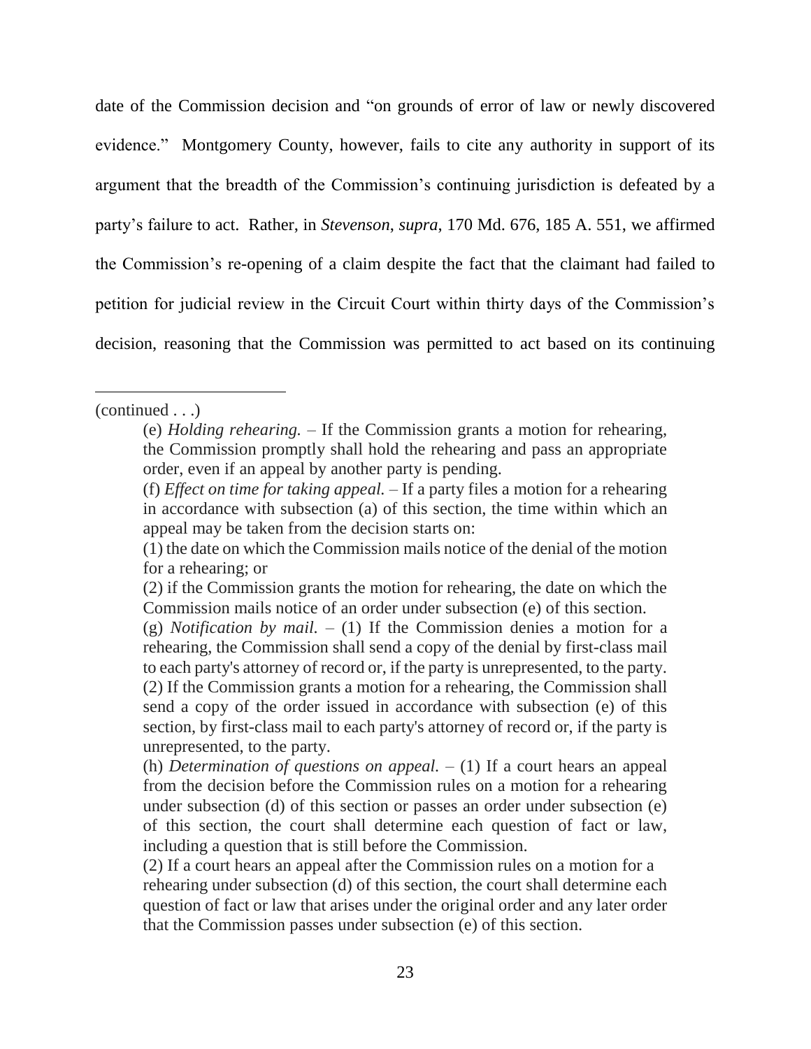date of the Commission decision and "on grounds of error of law or newly discovered evidence." Montgomery County, however, fails to cite any authority in support of its argument that the breadth of the Commission's continuing jurisdiction is defeated by a party's failure to act. Rather, in *Stevenson*, *supra*, 170 Md. 676, 185 A. 551, we affirmed the Commission's re-opening of a claim despite the fact that the claimant had failed to petition for judicial review in the Circuit Court within thirty days of the Commission's decision, reasoning that the Commission was permitted to act based on its continuing

---

(continued . . .)

> (e) *Holding rehearing.* – If the Commission grants a motion for rehearing, the Commission promptly shall hold the rehearing and pass an appropriate order, even if an appeal by another party is pending.
>
> (f) *Effect on time for taking appeal.* – If a party files a motion for a rehearing in accordance with subsection (a) of this section, the time within which an appeal may be taken from the decision starts on:
>
> (1) the date on which the Commission mails notice of the denial of the motion for a rehearing; or
>
> (2) if the Commission grants the motion for rehearing, the date on which the Commission mails notice of an order under subsection (e) of this section.
>
> (g) *Notification by mail.* – (1) If the Commission denies a motion for a rehearing, the Commission shall send a copy of the denial by first-class mail to each party's attorney of record or, if the party is unrepresented, to the party.
> (2) If the Commission grants a motion for a rehearing, the Commission shall send a copy of the order issued in accordance with subsection (e) of this section, by first-class mail to each party's attorney of record or, if the party is unrepresented, to the party.
>
> (h) *Determination of questions on appeal.* – (1) If a court hears an appeal from the decision before the Commission rules on a motion for a rehearing under subsection (d) of this section or passes an order under subsection (e) of this section, the court shall determine each question of fact or law, including a question that is still before the Commission.
>
> (2) If a court hears an appeal after the Commission rules on a motion for a rehearing under subsection (d) of this section, the court shall determine each question of fact or law that arises under the original order and any later order that the Commission passes under subsection (e) of this section.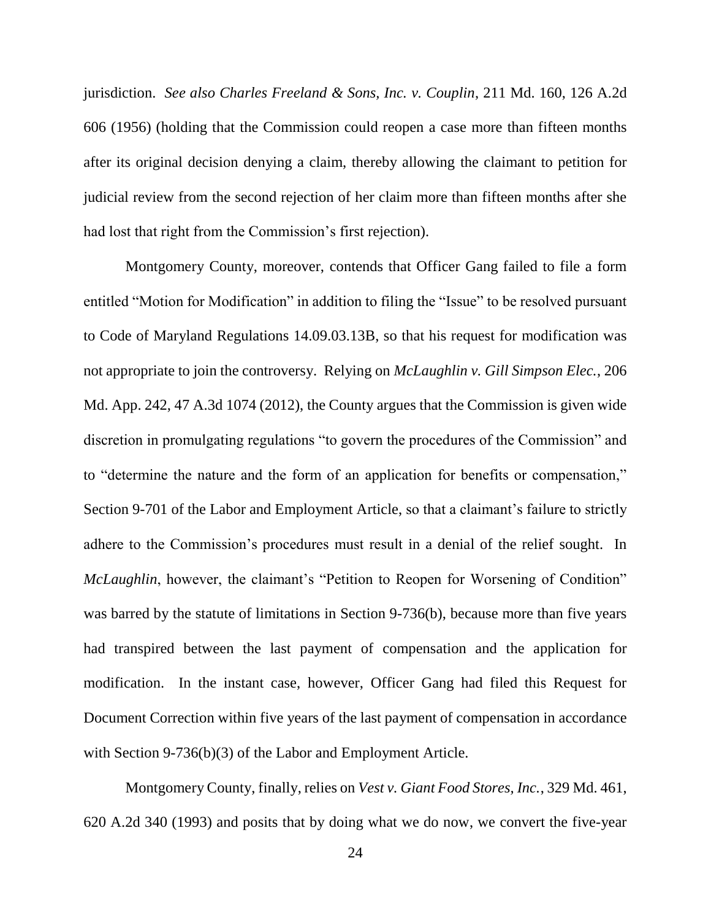jurisdiction. *See also Charles Freeland & Sons, Inc. v. Couplin*, 211 Md. 160, 126 A.2d 606 (1956) (holding that the Commission could reopen a case more than fifteen months after its original decision denying a claim, thereby allowing the claimant to petition for judicial review from the second rejection of her claim more than fifteen months after she had lost that right from the Commission's first rejection).

Montgomery County, moreover, contends that Officer Gang failed to file a form entitled "Motion for Modification" in addition to filing the "Issue" to be resolved pursuant to Code of Maryland Regulations 14.09.03.13B, so that his request for modification was not appropriate to join the controversy. Relying on *McLaughlin v. Gill Simpson Elec.*, 206 Md. App. 242, 47 A.3d 1074 (2012), the County argues that the Commission is given wide discretion in promulgating regulations "to govern the procedures of the Commission" and to "determine the nature and the form of an application for benefits or compensation," Section 9-701 of the Labor and Employment Article, so that a claimant's failure to strictly adhere to the Commission's procedures must result in a denial of the relief sought. In *McLaughlin*, however, the claimant's "Petition to Reopen for Worsening of Condition" was barred by the statute of limitations in Section 9-736(b), because more than five years had transpired between the last payment of compensation and the application for modification. In the instant case, however, Officer Gang had filed this Request for Document Correction within five years of the last payment of compensation in accordance with Section 9-736(b)(3) of the Labor and Employment Article.

Montgomery County, finally, relies on *Vest v. Giant Food Stores, Inc.*, 329 Md. 461, 620 A.2d 340 (1993) and posits that by doing what we do now, we convert the five-year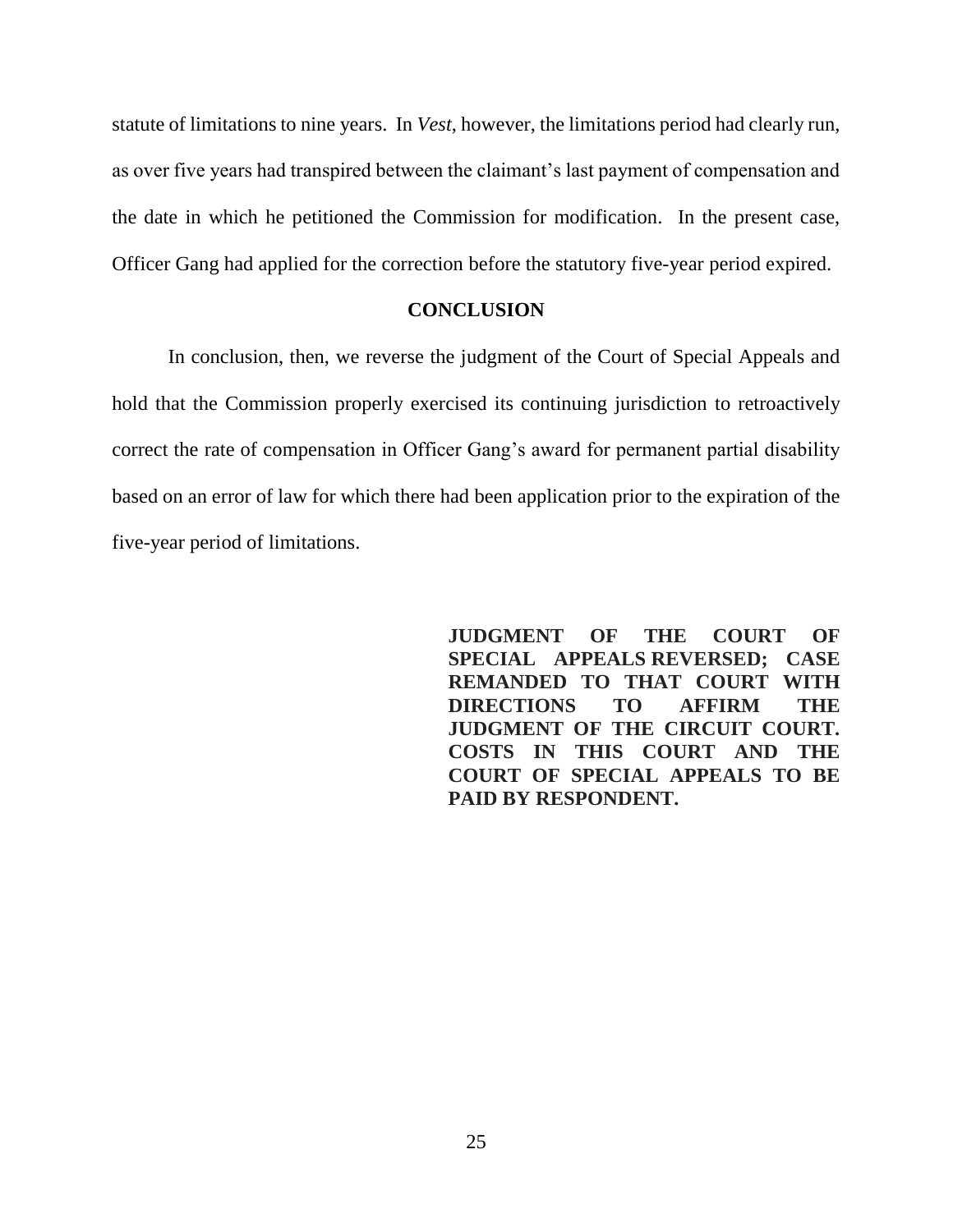statute of limitations to nine years. In *Vest*, however, the limitations period had clearly run, as over five years had transpired between the claimant's last payment of compensation and the date in which he petitioned the Commission for modification. In the present case, Officer Gang had applied for the correction before the statutory five-year period expired.

## CONCLUSION

In conclusion, then, we reverse the judgment of the Court of Special Appeals and hold that the Commission properly exercised its continuing jurisdiction to retroactively correct the rate of compensation in Officer Gang's award for permanent partial disability based on an error of law for which there had been application prior to the expiration of the five-year period of limitations.

**JUDGMENT OF THE COURT OF SPECIAL APPEALS REVERSED; CASE REMANDED TO THAT COURT WITH DIRECTIONS TO AFFIRM THE JUDGMENT OF THE CIRCUIT COURT. COSTS IN THIS COURT AND THE COURT OF SPECIAL APPEALS TO BE PAID BY RESPONDENT.**